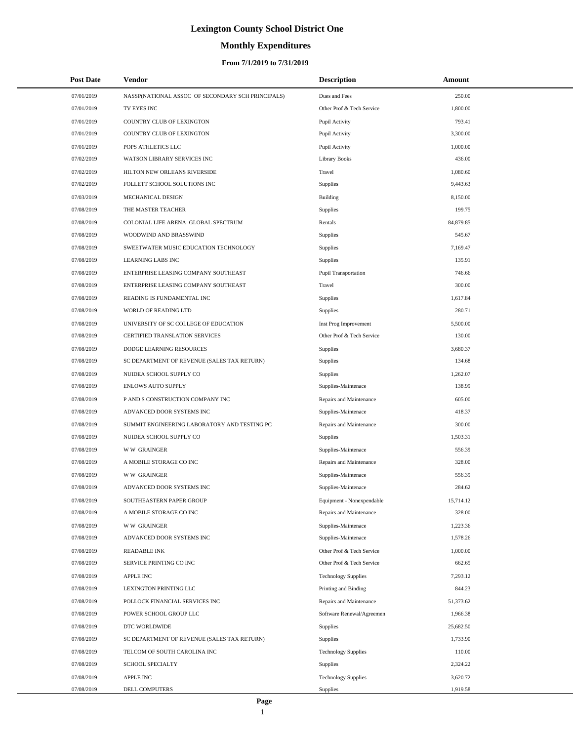# Lexington County School District One

## Monthly Expenditures

### From 7/1/2019 to 7/31/2019

| Post Date | Vendor | Description | Amount |
|---|---|---|---|
| 07/01/2019 | NASSP(NATIONAL ASSOC OF SECONDARY SCH PRINCIPALS) | Dues and Fees | 250.00 |
| 07/01/2019 | TV EYES INC | Other Prof & Tech Service | 1,800.00 |
| 07/01/2019 | COUNTRY CLUB OF LEXINGTON | Pupil Activity | 793.41 |
| 07/01/2019 | COUNTRY CLUB OF LEXINGTON | Pupil Activity | 3,300.00 |
| 07/01/2019 | POPS ATHLETICS LLC | Pupil Activity | 1,000.00 |
| 07/02/2019 | WATSON LIBRARY SERVICES INC | Library Books | 436.00 |
| 07/02/2019 | HILTON NEW ORLEANS RIVERSIDE | Travel | 1,080.60 |
| 07/02/2019 | FOLLETT SCHOOL SOLUTIONS INC | Supplies | 9,443.63 |
| 07/03/2019 | MECHANICAL DESIGN | Building | 8,150.00 |
| 07/08/2019 | THE MASTER TEACHER | Supplies | 199.75 |
| 07/08/2019 | COLONIAL LIFE ARENA GLOBAL SPECTRUM | Rentals | 84,879.85 |
| 07/08/2019 | WOODWIND AND BRASSWIND | Supplies | 545.67 |
| 07/08/2019 | SWEETWATER MUSIC EDUCATION TECHNOLOGY | Supplies | 7,169.47 |
| 07/08/2019 | LEARNING LABS INC | Supplies | 135.91 |
| 07/08/2019 | ENTERPRISE LEASING COMPANY SOUTHEAST | Pupil Transportation | 746.66 |
| 07/08/2019 | ENTERPRISE LEASING COMPANY SOUTHEAST | Travel | 300.00 |
| 07/08/2019 | READING IS FUNDAMENTAL INC | Supplies | 1,617.84 |
| 07/08/2019 | WORLD OF READING LTD | Supplies | 280.71 |
| 07/08/2019 | UNIVERSITY OF SC COLLEGE OF EDUCATION | Inst Prog Improvement | 5,500.00 |
| 07/08/2019 | CERTIFIED TRANSLATION SERVICES | Other Prof & Tech Service | 130.00 |
| 07/08/2019 | DODGE LEARNING RESOURCES | Supplies | 3,680.37 |
| 07/08/2019 | SC DEPARTMENT OF REVENUE (SALES TAX RETURN) | Supplies | 134.68 |
| 07/08/2019 | NUIDEA SCHOOL SUPPLY CO | Supplies | 1,262.07 |
| 07/08/2019 | ENLOWS AUTO SUPPLY | Supplies-Maintenace | 138.99 |
| 07/08/2019 | P AND S CONSTRUCTION COMPANY INC | Repairs and Maintenance | 605.00 |
| 07/08/2019 | ADVANCED DOOR SYSTEMS INC | Supplies-Maintenace | 418.37 |
| 07/08/2019 | SUMMIT ENGINEERING LABORATORY AND TESTING PC | Repairs and Maintenance | 300.00 |
| 07/08/2019 | NUIDEA SCHOOL SUPPLY CO | Supplies | 1,503.31 |
| 07/08/2019 | W W GRAINGER | Supplies-Maintenace | 556.39 |
| 07/08/2019 | A MOBILE STORAGE CO INC | Repairs and Maintenance | 328.00 |
| 07/08/2019 | W W GRAINGER | Supplies-Maintenace | 556.39 |
| 07/08/2019 | ADVANCED DOOR SYSTEMS INC | Supplies-Maintenace | 284.62 |
| 07/08/2019 | SOUTHEASTERN PAPER GROUP | Equipment - Nonexpendable | 15,714.12 |
| 07/08/2019 | A MOBILE STORAGE CO INC | Repairs and Maintenance | 328.00 |
| 07/08/2019 | W W GRAINGER | Supplies-Maintenace | 1,223.36 |
| 07/08/2019 | ADVANCED DOOR SYSTEMS INC | Supplies-Maintenace | 1,578.26 |
| 07/08/2019 | READABLE INK | Other Prof & Tech Service | 1,000.00 |
| 07/08/2019 | SERVICE PRINTING CO INC | Other Prof & Tech Service | 662.65 |
| 07/08/2019 | APPLE INC | Technology Supplies | 7,293.12 |
| 07/08/2019 | LEXINGTON PRINTING LLC | Printing and Binding | 844.23 |
| 07/08/2019 | POLLOCK FINANCIAL SERVICES INC | Repairs and Maintenance | 51,373.62 |
| 07/08/2019 | POWER SCHOOL GROUP LLC | Software Renewal/Agreemen | 1,966.38 |
| 07/08/2019 | DTC WORLDWIDE | Supplies | 25,682.50 |
| 07/08/2019 | SC DEPARTMENT OF REVENUE (SALES TAX RETURN) | Supplies | 1,733.90 |
| 07/08/2019 | TELCOM OF SOUTH CAROLINA INC | Technology Supplies | 110.00 |
| 07/08/2019 | SCHOOL SPECIALTY | Supplies | 2,324.22 |
| 07/08/2019 | APPLE INC | Technology Supplies | 3,620.72 |
| 07/08/2019 | DELL COMPUTERS | Supplies | 1,919.58 |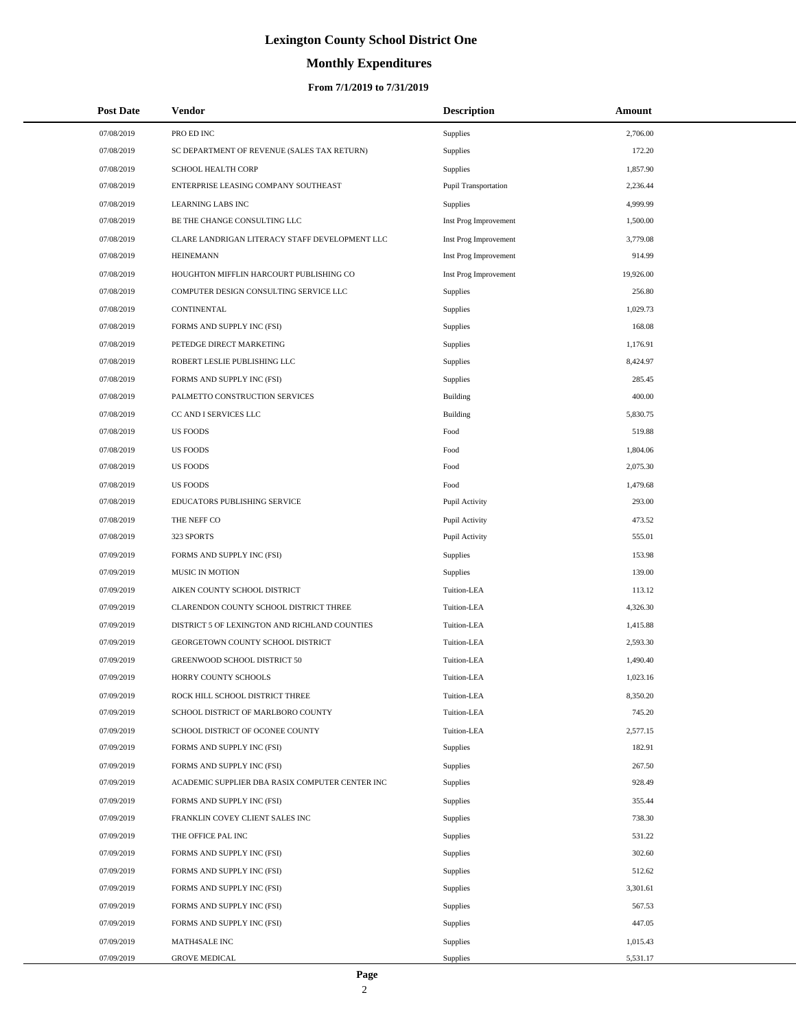# Lexington County School District One

## Monthly Expenditures

### From 7/1/2019 to 7/31/2019

| Post Date | Vendor | Description | Amount |
| --- | --- | --- | --- |
| 07/08/2019 | PRO ED INC | Supplies | 2,706.00 |
| 07/08/2019 | SC DEPARTMENT OF REVENUE (SALES TAX RETURN) | Supplies | 172.20 |
| 07/08/2019 | SCHOOL HEALTH CORP | Supplies | 1,857.90 |
| 07/08/2019 | ENTERPRISE LEASING COMPANY SOUTHEAST | Pupil Transportation | 2,236.44 |
| 07/08/2019 | LEARNING LABS INC | Supplies | 4,999.99 |
| 07/08/2019 | BE THE CHANGE CONSULTING LLC | Inst Prog Improvement | 1,500.00 |
| 07/08/2019 | CLARE LANDRIGAN LITERACY STAFF DEVELOPMENT LLC | Inst Prog Improvement | 3,779.08 |
| 07/08/2019 | HEINEMANN | Inst Prog Improvement | 914.99 |
| 07/08/2019 | HOUGHTON MIFFLIN HARCOURT PUBLISHING CO | Inst Prog Improvement | 19,926.00 |
| 07/08/2019 | COMPUTER DESIGN CONSULTING SERVICE LLC | Supplies | 256.80 |
| 07/08/2019 | CONTINENTAL | Supplies | 1,029.73 |
| 07/08/2019 | FORMS AND SUPPLY INC (FSI) | Supplies | 168.08 |
| 07/08/2019 | PETEDGE DIRECT MARKETING | Supplies | 1,176.91 |
| 07/08/2019 | ROBERT LESLIE PUBLISHING LLC | Supplies | 8,424.97 |
| 07/08/2019 | FORMS AND SUPPLY INC (FSI) | Supplies | 285.45 |
| 07/08/2019 | PALMETTO CONSTRUCTION SERVICES | Building | 400.00 |
| 07/08/2019 | CC AND I SERVICES LLC | Building | 5,830.75 |
| 07/08/2019 | US FOODS | Food | 519.88 |
| 07/08/2019 | US FOODS | Food | 1,804.06 |
| 07/08/2019 | US FOODS | Food | 2,075.30 |
| 07/08/2019 | US FOODS | Food | 1,479.68 |
| 07/08/2019 | EDUCATORS PUBLISHING SERVICE | Pupil Activity | 293.00 |
| 07/08/2019 | THE NEFF CO | Pupil Activity | 473.52 |
| 07/08/2019 | 323 SPORTS | Pupil Activity | 555.01 |
| 07/09/2019 | FORMS AND SUPPLY INC (FSI) | Supplies | 153.98 |
| 07/09/2019 | MUSIC IN MOTION | Supplies | 139.00 |
| 07/09/2019 | AIKEN COUNTY SCHOOL DISTRICT | Tuition-LEA | 113.12 |
| 07/09/2019 | CLARENDON COUNTY SCHOOL DISTRICT THREE | Tuition-LEA | 4,326.30 |
| 07/09/2019 | DISTRICT 5 OF LEXINGTON AND RICHLAND COUNTIES | Tuition-LEA | 1,415.88 |
| 07/09/2019 | GEORGETOWN COUNTY SCHOOL DISTRICT | Tuition-LEA | 2,593.30 |
| 07/09/2019 | GREENWOOD SCHOOL DISTRICT 50 | Tuition-LEA | 1,490.40 |
| 07/09/2019 | HORRY COUNTY SCHOOLS | Tuition-LEA | 1,023.16 |
| 07/09/2019 | ROCK HILL SCHOOL DISTRICT THREE | Tuition-LEA | 8,350.20 |
| 07/09/2019 | SCHOOL DISTRICT OF MARLBORO COUNTY | Tuition-LEA | 745.20 |
| 07/09/2019 | SCHOOL DISTRICT OF OCONEE COUNTY | Tuition-LEA | 2,577.15 |
| 07/09/2019 | FORMS AND SUPPLY INC (FSI) | Supplies | 182.91 |
| 07/09/2019 | FORMS AND SUPPLY INC (FSI) | Supplies | 267.50 |
| 07/09/2019 | ACADEMIC SUPPLIER DBA RASIX COMPUTER CENTER INC | Supplies | 928.49 |
| 07/09/2019 | FORMS AND SUPPLY INC (FSI) | Supplies | 355.44 |
| 07/09/2019 | FRANKLIN COVEY CLIENT SALES INC | Supplies | 738.30 |
| 07/09/2019 | THE OFFICE PAL INC | Supplies | 531.22 |
| 07/09/2019 | FORMS AND SUPPLY INC (FSI) | Supplies | 302.60 |
| 07/09/2019 | FORMS AND SUPPLY INC (FSI) | Supplies | 512.62 |
| 07/09/2019 | FORMS AND SUPPLY INC (FSI) | Supplies | 3,301.61 |
| 07/09/2019 | FORMS AND SUPPLY INC (FSI) | Supplies | 567.53 |
| 07/09/2019 | FORMS AND SUPPLY INC (FSI) | Supplies | 447.05 |
| 07/09/2019 | MATH4SALE INC | Supplies | 1,015.43 |
| 07/09/2019 | GROVE MEDICAL | Supplies | 5,531.17 |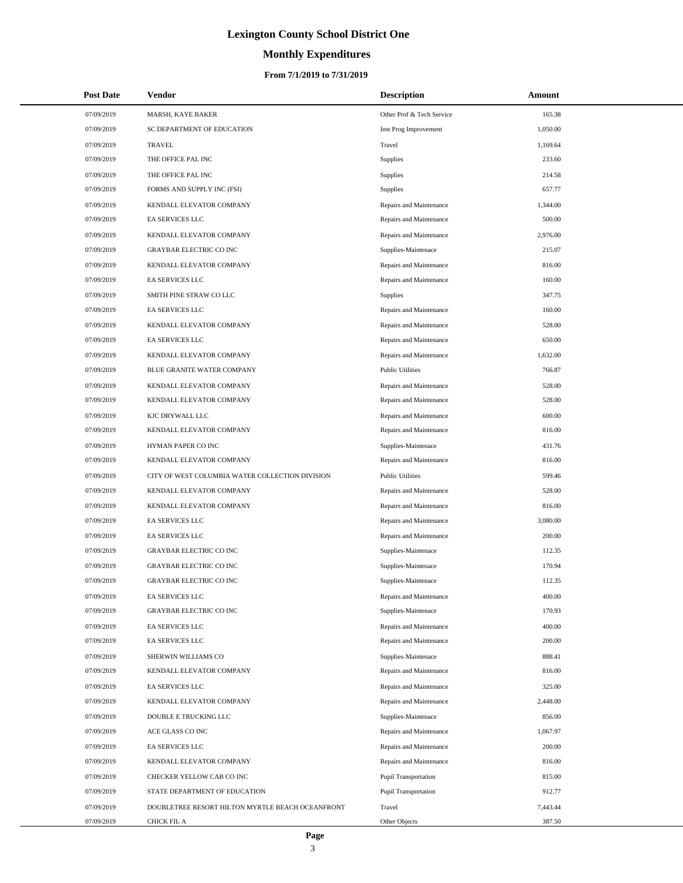# Lexington County School District One

## Monthly Expenditures

### From 7/1/2019 to 7/31/2019

| Post Date | Vendor | Description | Amount |
|---|---|---|---|
| 07/09/2019 | MARSH, KAYE BAKER | Other Prof & Tech Service | 165.38 |
| 07/09/2019 | SC DEPARTMENT OF EDUCATION | Inst Prog Improvement | 1,050.00 |
| 07/09/2019 | TRAVEL | Travel | 1,169.64 |
| 07/09/2019 | THE OFFICE PAL INC | Supplies | 233.60 |
| 07/09/2019 | THE OFFICE PAL INC | Supplies | 214.58 |
| 07/09/2019 | FORMS AND SUPPLY INC (FSI) | Supplies | 657.77 |
| 07/09/2019 | KENDALL ELEVATOR COMPANY | Repairs and Maintenance | 1,344.00 |
| 07/09/2019 | EA SERVICES LLC | Repairs and Maintenance | 500.00 |
| 07/09/2019 | KENDALL ELEVATOR COMPANY | Repairs and Maintenance | 2,976.00 |
| 07/09/2019 | GRAYBAR ELECTRIC CO INC | Supplies-Maintenace | 215.07 |
| 07/09/2019 | KENDALL ELEVATOR COMPANY | Repairs and Maintenance | 816.00 |
| 07/09/2019 | EA SERVICES LLC | Repairs and Maintenance | 160.00 |
| 07/09/2019 | SMITH PINE STRAW CO LLC | Supplies | 347.75 |
| 07/09/2019 | EA SERVICES LLC | Repairs and Maintenance | 160.00 |
| 07/09/2019 | KENDALL ELEVATOR COMPANY | Repairs and Maintenance | 528.00 |
| 07/09/2019 | EA SERVICES LLC | Repairs and Maintenance | 650.00 |
| 07/09/2019 | KENDALL ELEVATOR COMPANY | Repairs and Maintenance | 1,632.00 |
| 07/09/2019 | BLUE GRANITE WATER COMPANY | Public Utilities | 766.87 |
| 07/09/2019 | KENDALL ELEVATOR COMPANY | Repairs and Maintenance | 528.00 |
| 07/09/2019 | KENDALL ELEVATOR COMPANY | Repairs and Maintenance | 528.00 |
| 07/09/2019 | KJC DRYWALL LLC | Repairs and Maintenance | 600.00 |
| 07/09/2019 | KENDALL ELEVATOR COMPANY | Repairs and Maintenance | 816.00 |
| 07/09/2019 | HYMAN PAPER CO INC | Supplies-Maintenace | 431.76 |
| 07/09/2019 | KENDALL ELEVATOR COMPANY | Repairs and Maintenance | 816.00 |
| 07/09/2019 | CITY OF WEST COLUMBIA WATER COLLECTION DIVISION | Public Utilities | 599.46 |
| 07/09/2019 | KENDALL ELEVATOR COMPANY | Repairs and Maintenance | 528.00 |
| 07/09/2019 | KENDALL ELEVATOR COMPANY | Repairs and Maintenance | 816.00 |
| 07/09/2019 | EA SERVICES LLC | Repairs and Maintenance | 3,080.00 |
| 07/09/2019 | EA SERVICES LLC | Repairs and Maintenance | 200.00 |
| 07/09/2019 | GRAYBAR ELECTRIC CO INC | Supplies-Maintenace | 112.35 |
| 07/09/2019 | GRAYBAR ELECTRIC CO INC | Supplies-Maintenace | 170.94 |
| 07/09/2019 | GRAYBAR ELECTRIC CO INC | Supplies-Maintenace | 112.35 |
| 07/09/2019 | EA SERVICES LLC | Repairs and Maintenance | 400.00 |
| 07/09/2019 | GRAYBAR ELECTRIC CO INC | Supplies-Maintenace | 170.93 |
| 07/09/2019 | EA SERVICES LLC | Repairs and Maintenance | 400.00 |
| 07/09/2019 | EA SERVICES LLC | Repairs and Maintenance | 200.00 |
| 07/09/2019 | SHERWIN WILLIAMS CO | Supplies-Maintenace | 888.41 |
| 07/09/2019 | KENDALL ELEVATOR COMPANY | Repairs and Maintenance | 816.00 |
| 07/09/2019 | EA SERVICES LLC | Repairs and Maintenance | 325.00 |
| 07/09/2019 | KENDALL ELEVATOR COMPANY | Repairs and Maintenance | 2,448.00 |
| 07/09/2019 | DOUBLE E TRUCKING LLC | Supplies-Maintenace | 856.00 |
| 07/09/2019 | ACE GLASS CO INC | Repairs and Maintenance | 1,067.97 |
| 07/09/2019 | EA SERVICES LLC | Repairs and Maintenance | 200.00 |
| 07/09/2019 | KENDALL ELEVATOR COMPANY | Repairs and Maintenance | 816.00 |
| 07/09/2019 | CHECKER YELLOW CAB CO INC | Pupil Transportation | 815.00 |
| 07/09/2019 | STATE DEPARTMENT OF EDUCATION | Pupil Transportation | 912.77 |
| 07/09/2019 | DOUBLETREE RESORT HILTON MYRTLE BEACH OCEANFRONT | Travel | 7,443.44 |
| 07/09/2019 | CHICK FIL A | Other Objects | 387.50 |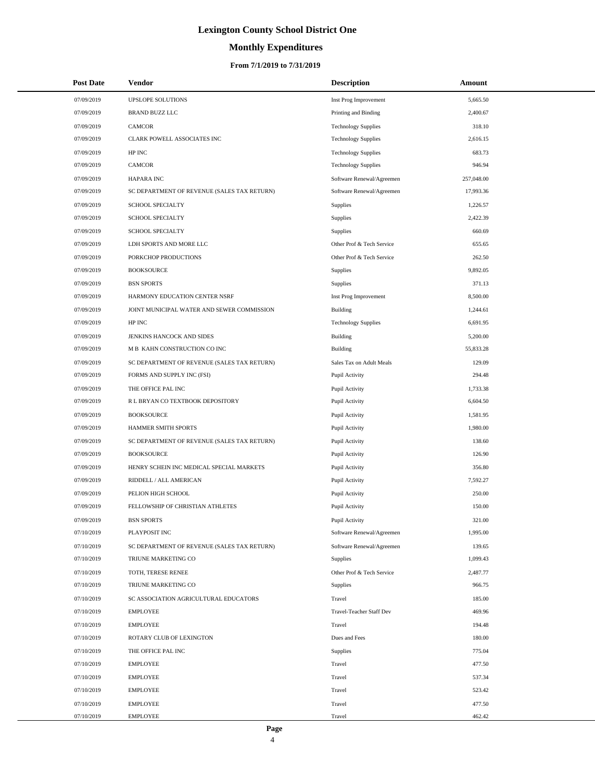# Lexington County School District One

## Monthly Expenditures

### From 7/1/2019 to 7/31/2019

| Post Date | Vendor | Description | Amount |
| --- | --- | --- | --- |
| 07/09/2019 | UPSLOPE SOLUTIONS | Inst Prog Improvement | 5,665.50 |
| 07/09/2019 | BRAND BUZZ LLC | Printing and Binding | 2,400.67 |
| 07/09/2019 | CAMCOR | Technology Supplies | 318.10 |
| 07/09/2019 | CLARK POWELL ASSOCIATES INC | Technology Supplies | 2,616.15 |
| 07/09/2019 | HP INC | Technology Supplies | 683.73 |
| 07/09/2019 | CAMCOR | Technology Supplies | 946.94 |
| 07/09/2019 | HAPARA INC | Software Renewal/Agreemen | 257,048.00 |
| 07/09/2019 | SC DEPARTMENT OF REVENUE (SALES TAX RETURN) | Software Renewal/Agreemen | 17,993.36 |
| 07/09/2019 | SCHOOL SPECIALTY | Supplies | 1,226.57 |
| 07/09/2019 | SCHOOL SPECIALTY | Supplies | 2,422.39 |
| 07/09/2019 | SCHOOL SPECIALTY | Supplies | 660.69 |
| 07/09/2019 | LDH SPORTS AND MORE LLC | Other Prof & Tech Service | 655.65 |
| 07/09/2019 | PORKCHOP PRODUCTIONS | Other Prof & Tech Service | 262.50 |
| 07/09/2019 | BOOKSOURCE | Supplies | 9,892.05 |
| 07/09/2019 | BSN SPORTS | Supplies | 371.13 |
| 07/09/2019 | HARMONY EDUCATION CENTER NSRF | Inst Prog Improvement | 8,500.00 |
| 07/09/2019 | JOINT MUNICIPAL WATER AND SEWER COMMISSION | Building | 1,244.61 |
| 07/09/2019 | HP INC | Technology Supplies | 6,691.95 |
| 07/09/2019 | JENKINS HANCOCK AND SIDES | Building | 5,200.00 |
| 07/09/2019 | M B KAHN CONSTRUCTION CO INC | Building | 55,833.28 |
| 07/09/2019 | SC DEPARTMENT OF REVENUE (SALES TAX RETURN) | Sales Tax on Adult Meals | 129.09 |
| 07/09/2019 | FORMS AND SUPPLY INC (FSI) | Pupil Activity | 294.48 |
| 07/09/2019 | THE OFFICE PAL INC | Pupil Activity | 1,733.38 |
| 07/09/2019 | R L BRYAN CO TEXTBOOK DEPOSITORY | Pupil Activity | 6,604.50 |
| 07/09/2019 | BOOKSOURCE | Pupil Activity | 1,581.95 |
| 07/09/2019 | HAMMER SMITH SPORTS | Pupil Activity | 1,980.00 |
| 07/09/2019 | SC DEPARTMENT OF REVENUE (SALES TAX RETURN) | Pupil Activity | 138.60 |
| 07/09/2019 | BOOKSOURCE | Pupil Activity | 126.90 |
| 07/09/2019 | HENRY SCHEIN INC MEDICAL SPECIAL MARKETS | Pupil Activity | 356.80 |
| 07/09/2019 | RIDDELL / ALL AMERICAN | Pupil Activity | 7,592.27 |
| 07/09/2019 | PELION HIGH SCHOOL | Pupil Activity | 250.00 |
| 07/09/2019 | FELLOWSHIP OF CHRISTIAN ATHLETES | Pupil Activity | 150.00 |
| 07/09/2019 | BSN SPORTS | Pupil Activity | 321.00 |
| 07/10/2019 | PLAYPOSIT INC | Software Renewal/Agreemen | 1,995.00 |
| 07/10/2019 | SC DEPARTMENT OF REVENUE (SALES TAX RETURN) | Software Renewal/Agreemen | 139.65 |
| 07/10/2019 | TRIUNE MARKETING CO | Supplies | 1,099.43 |
| 07/10/2019 | TOTH, TERESE RENEE | Other Prof & Tech Service | 2,487.77 |
| 07/10/2019 | TRIUNE MARKETING CO | Supplies | 966.75 |
| 07/10/2019 | SC ASSOCIATION AGRICULTURAL EDUCATORS | Travel | 185.00 |
| 07/10/2019 | EMPLOYEE | Travel-Teacher Staff Dev | 469.96 |
| 07/10/2019 | EMPLOYEE | Travel | 194.48 |
| 07/10/2019 | ROTARY CLUB OF LEXINGTON | Dues and Fees | 180.00 |
| 07/10/2019 | THE OFFICE PAL INC | Supplies | 775.04 |
| 07/10/2019 | EMPLOYEE | Travel | 477.50 |
| 07/10/2019 | EMPLOYEE | Travel | 537.34 |
| 07/10/2019 | EMPLOYEE | Travel | 523.42 |
| 07/10/2019 | EMPLOYEE | Travel | 477.50 |
| 07/10/2019 | EMPLOYEE | Travel | 462.42 |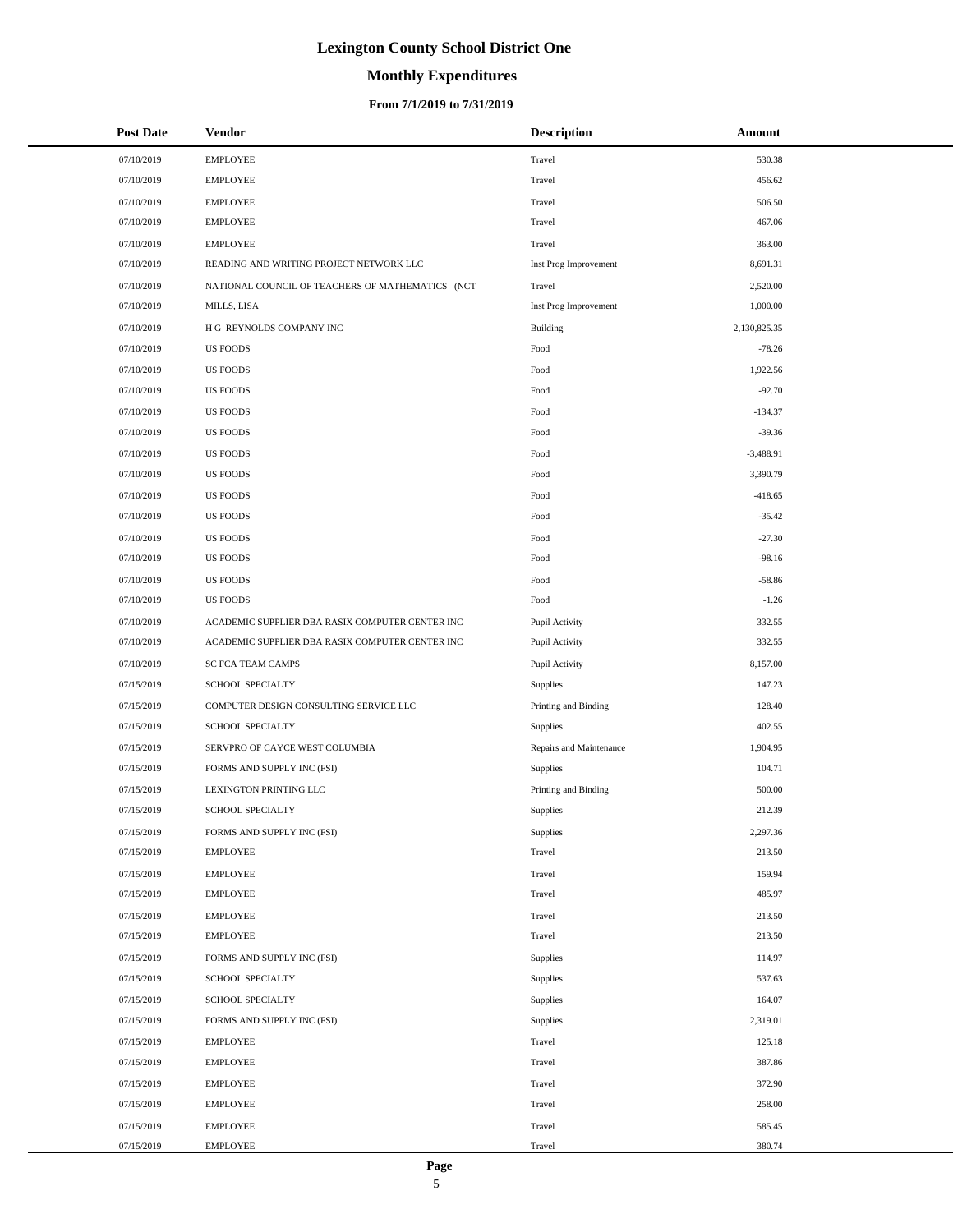# Lexington County School District One

## Monthly Expenditures

### From 7/1/2019 to 7/31/2019

| Post Date | Vendor | Description | Amount |
|---|---|---|---|
| 07/10/2019 | EMPLOYEE | Travel | 530.38 |
| 07/10/2019 | EMPLOYEE | Travel | 456.62 |
| 07/10/2019 | EMPLOYEE | Travel | 506.50 |
| 07/10/2019 | EMPLOYEE | Travel | 467.06 |
| 07/10/2019 | EMPLOYEE | Travel | 363.00 |
| 07/10/2019 | READING AND WRITING PROJECT NETWORK LLC | Inst Prog Improvement | 8,691.31 |
| 07/10/2019 | NATIONAL COUNCIL OF TEACHERS OF MATHEMATICS (NCT | Travel | 2,520.00 |
| 07/10/2019 | MILLS, LISA | Inst Prog Improvement | 1,000.00 |
| 07/10/2019 | H G REYNOLDS COMPANY INC | Building | 2,130,825.35 |
| 07/10/2019 | US FOODS | Food | -78.26 |
| 07/10/2019 | US FOODS | Food | 1,922.56 |
| 07/10/2019 | US FOODS | Food | -92.70 |
| 07/10/2019 | US FOODS | Food | -134.37 |
| 07/10/2019 | US FOODS | Food | -39.36 |
| 07/10/2019 | US FOODS | Food | -3,488.91 |
| 07/10/2019 | US FOODS | Food | 3,390.79 |
| 07/10/2019 | US FOODS | Food | -418.65 |
| 07/10/2019 | US FOODS | Food | -35.42 |
| 07/10/2019 | US FOODS | Food | -27.30 |
| 07/10/2019 | US FOODS | Food | -98.16 |
| 07/10/2019 | US FOODS | Food | -58.86 |
| 07/10/2019 | US FOODS | Food | -1.26 |
| 07/10/2019 | ACADEMIC SUPPLIER DBA RASIX COMPUTER CENTER INC | Pupil Activity | 332.55 |
| 07/10/2019 | ACADEMIC SUPPLIER DBA RASIX COMPUTER CENTER INC | Pupil Activity | 332.55 |
| 07/10/2019 | SC FCA TEAM CAMPS | Pupil Activity | 8,157.00 |
| 07/15/2019 | SCHOOL SPECIALTY | Supplies | 147.23 |
| 07/15/2019 | COMPUTER DESIGN CONSULTING SERVICE LLC | Printing and Binding | 128.40 |
| 07/15/2019 | SCHOOL SPECIALTY | Supplies | 402.55 |
| 07/15/2019 | SERVPRO OF CAYCE WEST COLUMBIA | Repairs and Maintenance | 1,904.95 |
| 07/15/2019 | FORMS AND SUPPLY INC (FSI) | Supplies | 104.71 |
| 07/15/2019 | LEXINGTON PRINTING LLC | Printing and Binding | 500.00 |
| 07/15/2019 | SCHOOL SPECIALTY | Supplies | 212.39 |
| 07/15/2019 | FORMS AND SUPPLY INC (FSI) | Supplies | 2,297.36 |
| 07/15/2019 | EMPLOYEE | Travel | 213.50 |
| 07/15/2019 | EMPLOYEE | Travel | 159.94 |
| 07/15/2019 | EMPLOYEE | Travel | 485.97 |
| 07/15/2019 | EMPLOYEE | Travel | 213.50 |
| 07/15/2019 | EMPLOYEE | Travel | 213.50 |
| 07/15/2019 | FORMS AND SUPPLY INC (FSI) | Supplies | 114.97 |
| 07/15/2019 | SCHOOL SPECIALTY | Supplies | 537.63 |
| 07/15/2019 | SCHOOL SPECIALTY | Supplies | 164.07 |
| 07/15/2019 | FORMS AND SUPPLY INC (FSI) | Supplies | 2,319.01 |
| 07/15/2019 | EMPLOYEE | Travel | 125.18 |
| 07/15/2019 | EMPLOYEE | Travel | 387.86 |
| 07/15/2019 | EMPLOYEE | Travel | 372.90 |
| 07/15/2019 | EMPLOYEE | Travel | 258.00 |
| 07/15/2019 | EMPLOYEE | Travel | 585.45 |
| 07/15/2019 | EMPLOYEE | Travel | 380.74 |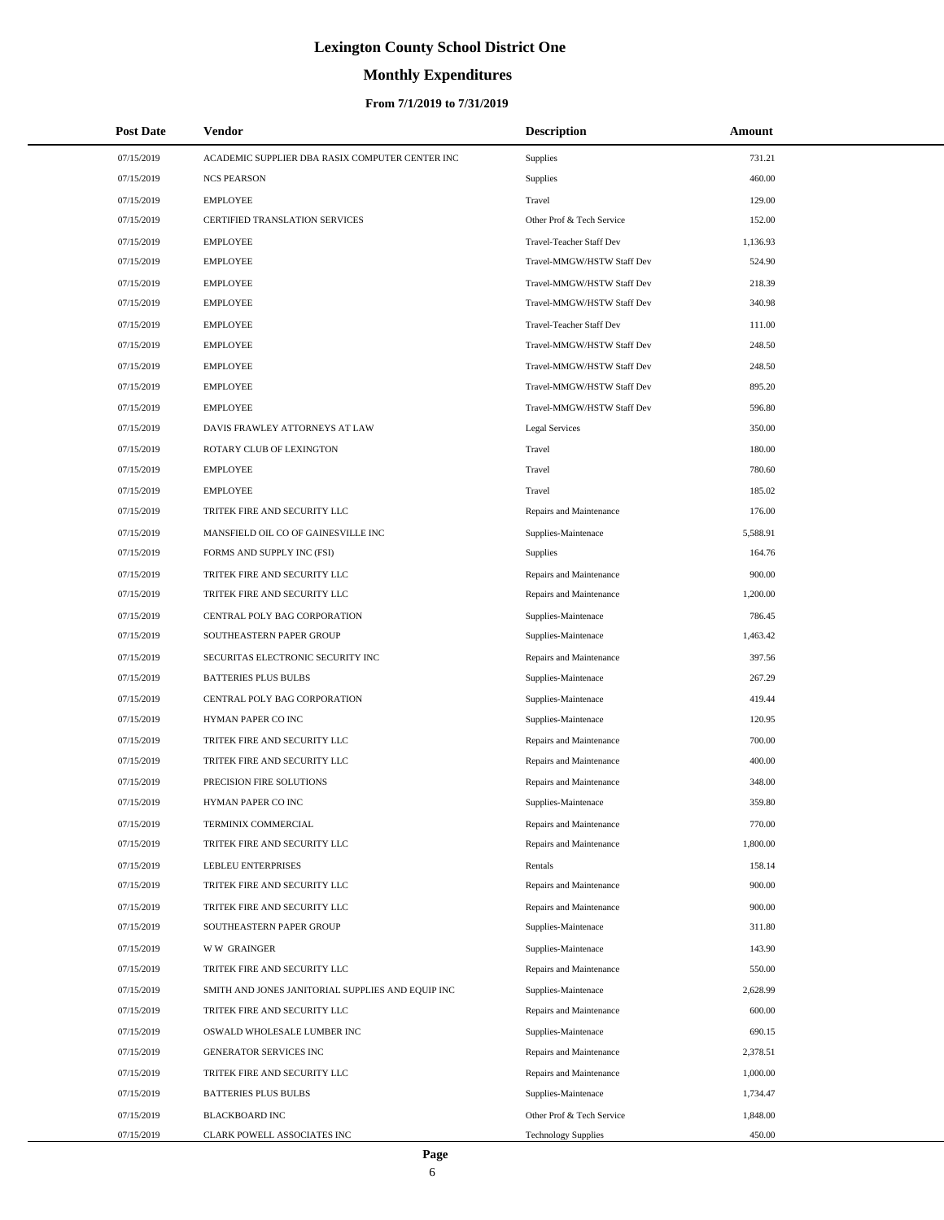# Lexington County School District One

## Monthly Expenditures

### From 7/1/2019 to 7/31/2019

| Post Date | Vendor | Description | Amount |
|---|---|---|---|
| 07/15/2019 | ACADEMIC SUPPLIER DBA RASIX COMPUTER CENTER INC | Supplies | 731.21 |
| 07/15/2019 | NCS PEARSON | Supplies | 460.00 |
| 07/15/2019 | EMPLOYEE | Travel | 129.00 |
| 07/15/2019 | CERTIFIED TRANSLATION SERVICES | Other Prof & Tech Service | 152.00 |
| 07/15/2019 | EMPLOYEE | Travel-Teacher Staff Dev | 1,136.93 |
| 07/15/2019 | EMPLOYEE | Travel-MMGW/HSTW Staff Dev | 524.90 |
| 07/15/2019 | EMPLOYEE | Travel-MMGW/HSTW Staff Dev | 218.39 |
| 07/15/2019 | EMPLOYEE | Travel-MMGW/HSTW Staff Dev | 340.98 |
| 07/15/2019 | EMPLOYEE | Travel-Teacher Staff Dev | 111.00 |
| 07/15/2019 | EMPLOYEE | Travel-MMGW/HSTW Staff Dev | 248.50 |
| 07/15/2019 | EMPLOYEE | Travel-MMGW/HSTW Staff Dev | 248.50 |
| 07/15/2019 | EMPLOYEE | Travel-MMGW/HSTW Staff Dev | 895.20 |
| 07/15/2019 | EMPLOYEE | Travel-MMGW/HSTW Staff Dev | 596.80 |
| 07/15/2019 | DAVIS FRAWLEY ATTORNEYS AT LAW | Legal Services | 350.00 |
| 07/15/2019 | ROTARY CLUB OF LEXINGTON | Travel | 180.00 |
| 07/15/2019 | EMPLOYEE | Travel | 780.60 |
| 07/15/2019 | EMPLOYEE | Travel | 185.02 |
| 07/15/2019 | TRITEK FIRE AND SECURITY LLC | Repairs and Maintenance | 176.00 |
| 07/15/2019 | MANSFIELD OIL CO OF GAINESVILLE INC | Supplies-Maintenace | 5,588.91 |
| 07/15/2019 | FORMS AND SUPPLY INC (FSI) | Supplies | 164.76 |
| 07/15/2019 | TRITEK FIRE AND SECURITY LLC | Repairs and Maintenance | 900.00 |
| 07/15/2019 | TRITEK FIRE AND SECURITY LLC | Repairs and Maintenance | 1,200.00 |
| 07/15/2019 | CENTRAL POLY BAG CORPORATION | Supplies-Maintenace | 786.45 |
| 07/15/2019 | SOUTHEASTERN PAPER GROUP | Supplies-Maintenace | 1,463.42 |
| 07/15/2019 | SECURITAS ELECTRONIC SECURITY INC | Repairs and Maintenance | 397.56 |
| 07/15/2019 | BATTERIES PLUS BULBS | Supplies-Maintenace | 267.29 |
| 07/15/2019 | CENTRAL POLY BAG CORPORATION | Supplies-Maintenace | 419.44 |
| 07/15/2019 | HYMAN PAPER CO INC | Supplies-Maintenace | 120.95 |
| 07/15/2019 | TRITEK FIRE AND SECURITY LLC | Repairs and Maintenance | 700.00 |
| 07/15/2019 | TRITEK FIRE AND SECURITY LLC | Repairs and Maintenance | 400.00 |
| 07/15/2019 | PRECISION FIRE SOLUTIONS | Repairs and Maintenance | 348.00 |
| 07/15/2019 | HYMAN PAPER CO INC | Supplies-Maintenace | 359.80 |
| 07/15/2019 | TERMINIX COMMERCIAL | Repairs and Maintenance | 770.00 |
| 07/15/2019 | TRITEK FIRE AND SECURITY LLC | Repairs and Maintenance | 1,800.00 |
| 07/15/2019 | LEBLEU ENTERPRISES | Rentals | 158.14 |
| 07/15/2019 | TRITEK FIRE AND SECURITY LLC | Repairs and Maintenance | 900.00 |
| 07/15/2019 | TRITEK FIRE AND SECURITY LLC | Repairs and Maintenance | 900.00 |
| 07/15/2019 | SOUTHEASTERN PAPER GROUP | Supplies-Maintenace | 311.80 |
| 07/15/2019 | W W GRAINGER | Supplies-Maintenace | 143.90 |
| 07/15/2019 | TRITEK FIRE AND SECURITY LLC | Repairs and Maintenance | 550.00 |
| 07/15/2019 | SMITH AND JONES JANITORIAL SUPPLIES AND EQUIP INC | Supplies-Maintenace | 2,628.99 |
| 07/15/2019 | TRITEK FIRE AND SECURITY LLC | Repairs and Maintenance | 600.00 |
| 07/15/2019 | OSWALD WHOLESALE LUMBER INC | Supplies-Maintenace | 690.15 |
| 07/15/2019 | GENERATOR SERVICES INC | Repairs and Maintenance | 2,378.51 |
| 07/15/2019 | TRITEK FIRE AND SECURITY LLC | Repairs and Maintenance | 1,000.00 |
| 07/15/2019 | BATTERIES PLUS BULBS | Supplies-Maintenace | 1,734.47 |
| 07/15/2019 | BLACKBOARD INC | Other Prof & Tech Service | 1,848.00 |
| 07/15/2019 | CLARK POWELL ASSOCIATES INC | Technology Supplies | 450.00 |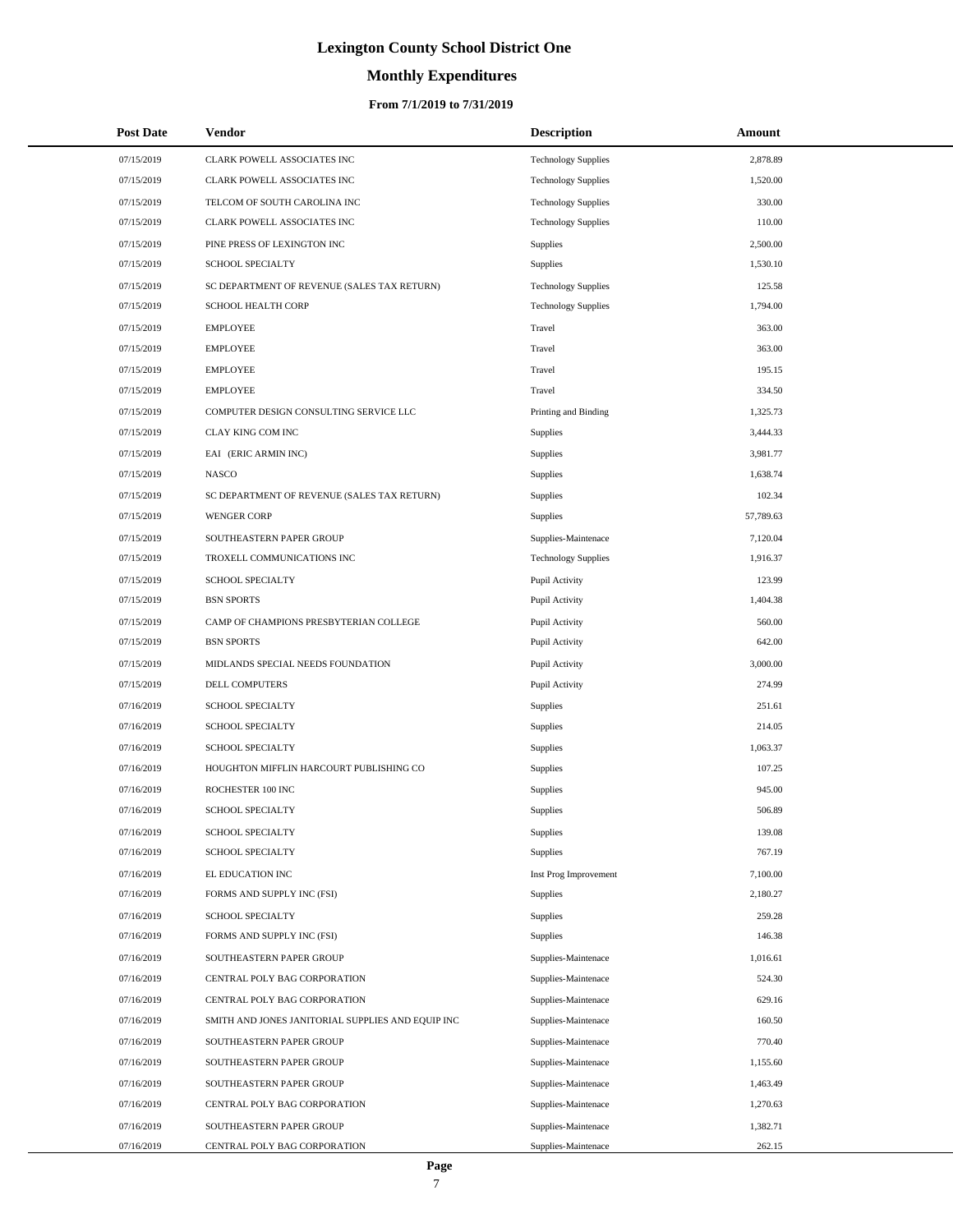# Lexington County School District One

## Monthly Expenditures

### From 7/1/2019 to 7/31/2019

| Post Date | Vendor | Description | Amount |
|---|---|---|---|
| 07/15/2019 | CLARK POWELL ASSOCIATES INC | Technology Supplies | 2,878.89 |
| 07/15/2019 | CLARK POWELL ASSOCIATES INC | Technology Supplies | 1,520.00 |
| 07/15/2019 | TELCOM OF SOUTH CAROLINA INC | Technology Supplies | 330.00 |
| 07/15/2019 | CLARK POWELL ASSOCIATES INC | Technology Supplies | 110.00 |
| 07/15/2019 | PINE PRESS OF LEXINGTON INC | Supplies | 2,500.00 |
| 07/15/2019 | SCHOOL SPECIALTY | Supplies | 1,530.10 |
| 07/15/2019 | SC DEPARTMENT OF REVENUE (SALES TAX RETURN) | Technology Supplies | 125.58 |
| 07/15/2019 | SCHOOL HEALTH CORP | Technology Supplies | 1,794.00 |
| 07/15/2019 | EMPLOYEE | Travel | 363.00 |
| 07/15/2019 | EMPLOYEE | Travel | 363.00 |
| 07/15/2019 | EMPLOYEE | Travel | 195.15 |
| 07/15/2019 | EMPLOYEE | Travel | 334.50 |
| 07/15/2019 | COMPUTER DESIGN CONSULTING SERVICE LLC | Printing and Binding | 1,325.73 |
| 07/15/2019 | CLAY KING COM INC | Supplies | 3,444.33 |
| 07/15/2019 | EAI (ERIC ARMIN INC) | Supplies | 3,981.77 |
| 07/15/2019 | NASCO | Supplies | 1,638.74 |
| 07/15/2019 | SC DEPARTMENT OF REVENUE (SALES TAX RETURN) | Supplies | 102.34 |
| 07/15/2019 | WENGER CORP | Supplies | 57,789.63 |
| 07/15/2019 | SOUTHEASTERN PAPER GROUP | Supplies-Maintenace | 7,120.04 |
| 07/15/2019 | TROXELL COMMUNICATIONS INC | Technology Supplies | 1,916.37 |
| 07/15/2019 | SCHOOL SPECIALTY | Pupil Activity | 123.99 |
| 07/15/2019 | BSN SPORTS | Pupil Activity | 1,404.38 |
| 07/15/2019 | CAMP OF CHAMPIONS PRESBYTERIAN COLLEGE | Pupil Activity | 560.00 |
| 07/15/2019 | BSN SPORTS | Pupil Activity | 642.00 |
| 07/15/2019 | MIDLANDS SPECIAL NEEDS FOUNDATION | Pupil Activity | 3,000.00 |
| 07/15/2019 | DELL COMPUTERS | Pupil Activity | 274.99 |
| 07/16/2019 | SCHOOL SPECIALTY | Supplies | 251.61 |
| 07/16/2019 | SCHOOL SPECIALTY | Supplies | 214.05 |
| 07/16/2019 | SCHOOL SPECIALTY | Supplies | 1,063.37 |
| 07/16/2019 | HOUGHTON MIFFLIN HARCOURT PUBLISHING CO | Supplies | 107.25 |
| 07/16/2019 | ROCHESTER 100 INC | Supplies | 945.00 |
| 07/16/2019 | SCHOOL SPECIALTY | Supplies | 506.89 |
| 07/16/2019 | SCHOOL SPECIALTY | Supplies | 139.08 |
| 07/16/2019 | SCHOOL SPECIALTY | Supplies | 767.19 |
| 07/16/2019 | EL EDUCATION INC | Inst Prog Improvement | 7,100.00 |
| 07/16/2019 | FORMS AND SUPPLY INC (FSI) | Supplies | 2,180.27 |
| 07/16/2019 | SCHOOL SPECIALTY | Supplies | 259.28 |
| 07/16/2019 | FORMS AND SUPPLY INC (FSI) | Supplies | 146.38 |
| 07/16/2019 | SOUTHEASTERN PAPER GROUP | Supplies-Maintenace | 1,016.61 |
| 07/16/2019 | CENTRAL POLY BAG CORPORATION | Supplies-Maintenace | 524.30 |
| 07/16/2019 | CENTRAL POLY BAG CORPORATION | Supplies-Maintenace | 629.16 |
| 07/16/2019 | SMITH AND JONES JANITORIAL SUPPLIES AND EQUIP INC | Supplies-Maintenace | 160.50 |
| 07/16/2019 | SOUTHEASTERN PAPER GROUP | Supplies-Maintenace | 770.40 |
| 07/16/2019 | SOUTHEASTERN PAPER GROUP | Supplies-Maintenace | 1,155.60 |
| 07/16/2019 | SOUTHEASTERN PAPER GROUP | Supplies-Maintenace | 1,463.49 |
| 07/16/2019 | CENTRAL POLY BAG CORPORATION | Supplies-Maintenace | 1,270.63 |
| 07/16/2019 | SOUTHEASTERN PAPER GROUP | Supplies-Maintenace | 1,382.71 |
| 07/16/2019 | CENTRAL POLY BAG CORPORATION | Supplies-Maintenace | 262.15 |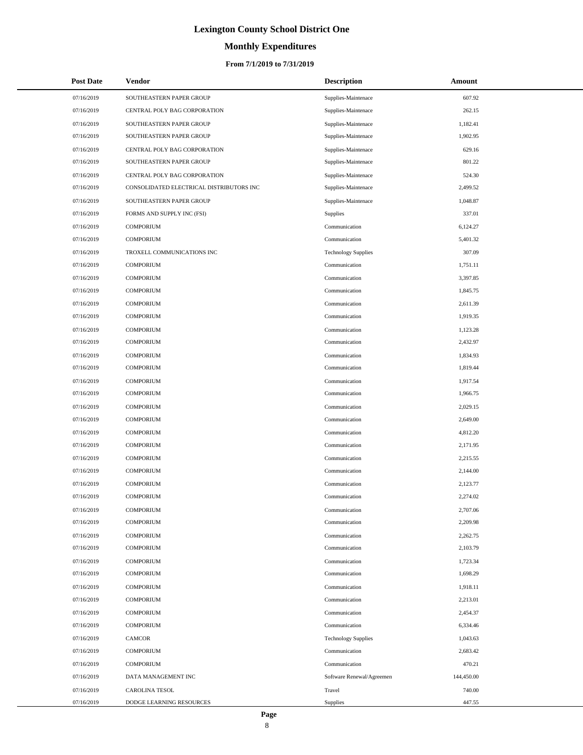# Lexington County School District One

## Monthly Expenditures

### From 7/1/2019 to 7/31/2019

| Post Date | Vendor | Description | Amount |
|---|---|---|---|
| 07/16/2019 | SOUTHEASTERN PAPER GROUP | Supplies-Maintenace | 607.92 |
| 07/16/2019 | CENTRAL POLY BAG CORPORATION | Supplies-Maintenace | 262.15 |
| 07/16/2019 | SOUTHEASTERN PAPER GROUP | Supplies-Maintenace | 1,182.41 |
| 07/16/2019 | SOUTHEASTERN PAPER GROUP | Supplies-Maintenace | 1,902.95 |
| 07/16/2019 | CENTRAL POLY BAG CORPORATION | Supplies-Maintenace | 629.16 |
| 07/16/2019 | SOUTHEASTERN PAPER GROUP | Supplies-Maintenace | 801.22 |
| 07/16/2019 | CENTRAL POLY BAG CORPORATION | Supplies-Maintenace | 524.30 |
| 07/16/2019 | CONSOLIDATED ELECTRICAL DISTRIBUTORS INC | Supplies-Maintenace | 2,499.52 |
| 07/16/2019 | SOUTHEASTERN PAPER GROUP | Supplies-Maintenace | 1,048.87 |
| 07/16/2019 | FORMS AND SUPPLY INC (FSI) | Supplies | 337.01 |
| 07/16/2019 | COMPORIUM | Communication | 6,124.27 |
| 07/16/2019 | COMPORIUM | Communication | 5,401.32 |
| 07/16/2019 | TROXELL COMMUNICATIONS INC | Technology Supplies | 307.09 |
| 07/16/2019 | COMPORIUM | Communication | 1,751.11 |
| 07/16/2019 | COMPORIUM | Communication | 3,397.85 |
| 07/16/2019 | COMPORIUM | Communication | 1,845.75 |
| 07/16/2019 | COMPORIUM | Communication | 2,611.39 |
| 07/16/2019 | COMPORIUM | Communication | 1,919.35 |
| 07/16/2019 | COMPORIUM | Communication | 1,123.28 |
| 07/16/2019 | COMPORIUM | Communication | 2,432.97 |
| 07/16/2019 | COMPORIUM | Communication | 1,834.93 |
| 07/16/2019 | COMPORIUM | Communication | 1,819.44 |
| 07/16/2019 | COMPORIUM | Communication | 1,917.54 |
| 07/16/2019 | COMPORIUM | Communication | 1,966.75 |
| 07/16/2019 | COMPORIUM | Communication | 2,029.15 |
| 07/16/2019 | COMPORIUM | Communication | 2,649.00 |
| 07/16/2019 | COMPORIUM | Communication | 4,812.20 |
| 07/16/2019 | COMPORIUM | Communication | 2,171.95 |
| 07/16/2019 | COMPORIUM | Communication | 2,215.55 |
| 07/16/2019 | COMPORIUM | Communication | 2,144.00 |
| 07/16/2019 | COMPORIUM | Communication | 2,123.77 |
| 07/16/2019 | COMPORIUM | Communication | 2,274.02 |
| 07/16/2019 | COMPORIUM | Communication | 2,707.06 |
| 07/16/2019 | COMPORIUM | Communication | 2,209.98 |
| 07/16/2019 | COMPORIUM | Communication | 2,262.75 |
| 07/16/2019 | COMPORIUM | Communication | 2,103.79 |
| 07/16/2019 | COMPORIUM | Communication | 1,723.34 |
| 07/16/2019 | COMPORIUM | Communication | 1,698.29 |
| 07/16/2019 | COMPORIUM | Communication | 1,918.11 |
| 07/16/2019 | COMPORIUM | Communication | 2,213.01 |
| 07/16/2019 | COMPORIUM | Communication | 2,454.37 |
| 07/16/2019 | COMPORIUM | Communication | 6,334.46 |
| 07/16/2019 | CAMCOR | Technology Supplies | 1,043.63 |
| 07/16/2019 | COMPORIUM | Communication | 2,683.42 |
| 07/16/2019 | COMPORIUM | Communication | 470.21 |
| 07/16/2019 | DATA MANAGEMENT INC | Software Renewal/Agreemen | 144,450.00 |
| 07/16/2019 | CAROLINA TESOL | Travel | 740.00 |
| 07/16/2019 | DODGE LEARNING RESOURCES | Supplies | 447.55 |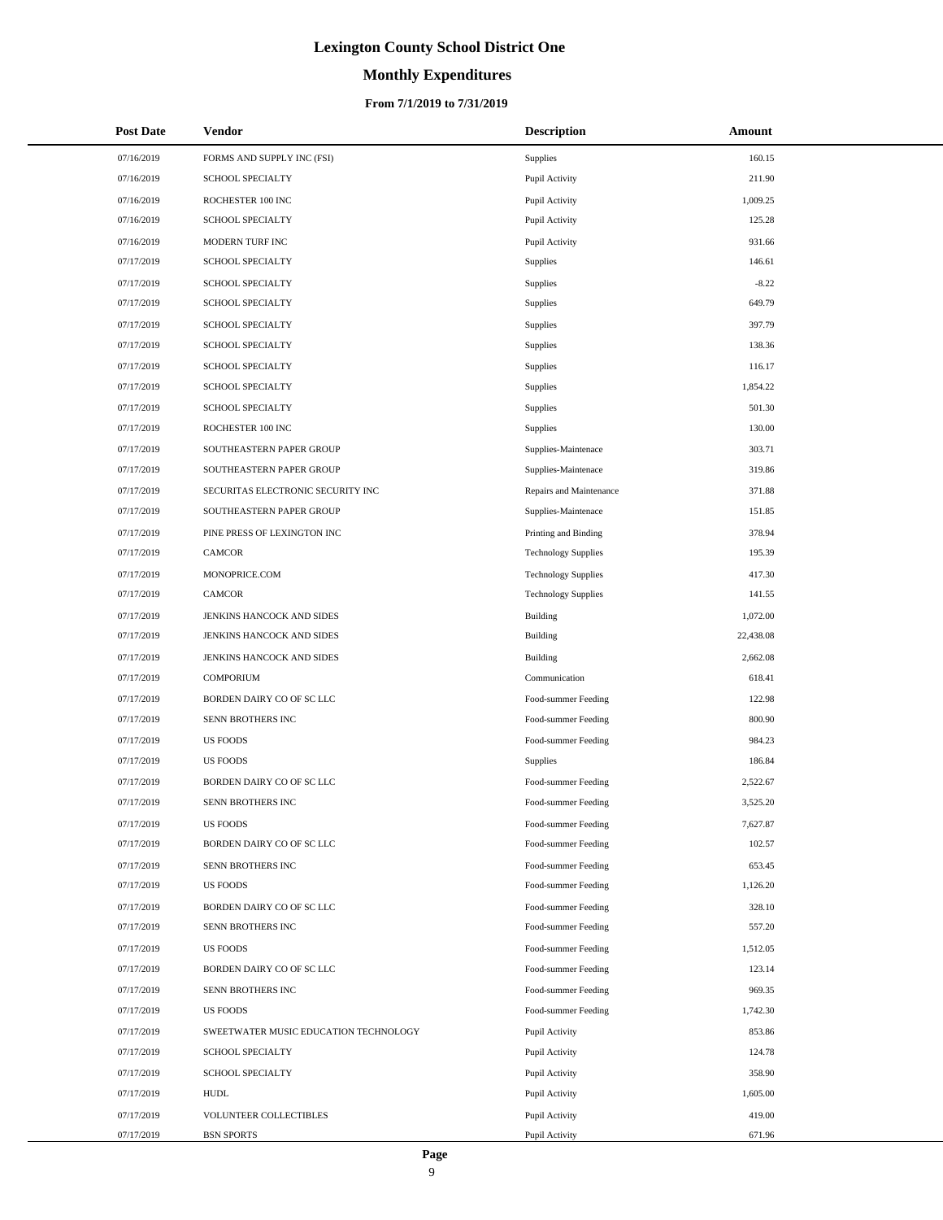# Lexington County School District One

## Monthly Expenditures

### From 7/1/2019 to 7/31/2019

| Post Date | Vendor | Description | Amount |
|---|---|---|---|
| 07/16/2019 | FORMS AND SUPPLY INC (FSI) | Supplies | 160.15 |
| 07/16/2019 | SCHOOL SPECIALTY | Pupil Activity | 211.90 |
| 07/16/2019 | ROCHESTER 100 INC | Pupil Activity | 1,009.25 |
| 07/16/2019 | SCHOOL SPECIALTY | Pupil Activity | 125.28 |
| 07/16/2019 | MODERN TURF INC | Pupil Activity | 931.66 |
| 07/17/2019 | SCHOOL SPECIALTY | Supplies | 146.61 |
| 07/17/2019 | SCHOOL SPECIALTY | Supplies | -8.22 |
| 07/17/2019 | SCHOOL SPECIALTY | Supplies | 649.79 |
| 07/17/2019 | SCHOOL SPECIALTY | Supplies | 397.79 |
| 07/17/2019 | SCHOOL SPECIALTY | Supplies | 138.36 |
| 07/17/2019 | SCHOOL SPECIALTY | Supplies | 116.17 |
| 07/17/2019 | SCHOOL SPECIALTY | Supplies | 1,854.22 |
| 07/17/2019 | SCHOOL SPECIALTY | Supplies | 501.30 |
| 07/17/2019 | ROCHESTER 100 INC | Supplies | 130.00 |
| 07/17/2019 | SOUTHEASTERN PAPER GROUP | Supplies-Maintenace | 303.71 |
| 07/17/2019 | SOUTHEASTERN PAPER GROUP | Supplies-Maintenace | 319.86 |
| 07/17/2019 | SECURITAS ELECTRONIC SECURITY INC | Repairs and Maintenance | 371.88 |
| 07/17/2019 | SOUTHEASTERN PAPER GROUP | Supplies-Maintenace | 151.85 |
| 07/17/2019 | PINE PRESS OF LEXINGTON INC | Printing and Binding | 378.94 |
| 07/17/2019 | CAMCOR | Technology Supplies | 195.39 |
| 07/17/2019 | MONOPRICE.COM | Technology Supplies | 417.30 |
| 07/17/2019 | CAMCOR | Technology Supplies | 141.55 |
| 07/17/2019 | JENKINS HANCOCK AND SIDES | Building | 1,072.00 |
| 07/17/2019 | JENKINS HANCOCK AND SIDES | Building | 22,438.08 |
| 07/17/2019 | JENKINS HANCOCK AND SIDES | Building | 2,662.08 |
| 07/17/2019 | COMPORIUM | Communication | 618.41 |
| 07/17/2019 | BORDEN DAIRY CO OF SC LLC | Food-summer Feeding | 122.98 |
| 07/17/2019 | SENN BROTHERS INC | Food-summer Feeding | 800.90 |
| 07/17/2019 | US FOODS | Food-summer Feeding | 984.23 |
| 07/17/2019 | US FOODS | Supplies | 186.84 |
| 07/17/2019 | BORDEN DAIRY CO OF SC LLC | Food-summer Feeding | 2,522.67 |
| 07/17/2019 | SENN BROTHERS INC | Food-summer Feeding | 3,525.20 |
| 07/17/2019 | US FOODS | Food-summer Feeding | 7,627.87 |
| 07/17/2019 | BORDEN DAIRY CO OF SC LLC | Food-summer Feeding | 102.57 |
| 07/17/2019 | SENN BROTHERS INC | Food-summer Feeding | 653.45 |
| 07/17/2019 | US FOODS | Food-summer Feeding | 1,126.20 |
| 07/17/2019 | BORDEN DAIRY CO OF SC LLC | Food-summer Feeding | 328.10 |
| 07/17/2019 | SENN BROTHERS INC | Food-summer Feeding | 557.20 |
| 07/17/2019 | US FOODS | Food-summer Feeding | 1,512.05 |
| 07/17/2019 | BORDEN DAIRY CO OF SC LLC | Food-summer Feeding | 123.14 |
| 07/17/2019 | SENN BROTHERS INC | Food-summer Feeding | 969.35 |
| 07/17/2019 | US FOODS | Food-summer Feeding | 1,742.30 |
| 07/17/2019 | SWEETWATER MUSIC EDUCATION TECHNOLOGY | Pupil Activity | 853.86 |
| 07/17/2019 | SCHOOL SPECIALTY | Pupil Activity | 124.78 |
| 07/17/2019 | SCHOOL SPECIALTY | Pupil Activity | 358.90 |
| 07/17/2019 | HUDL | Pupil Activity | 1,605.00 |
| 07/17/2019 | VOLUNTEER COLLECTIBLES | Pupil Activity | 419.00 |
| 07/17/2019 | BSN SPORTS | Pupil Activity | 671.96 |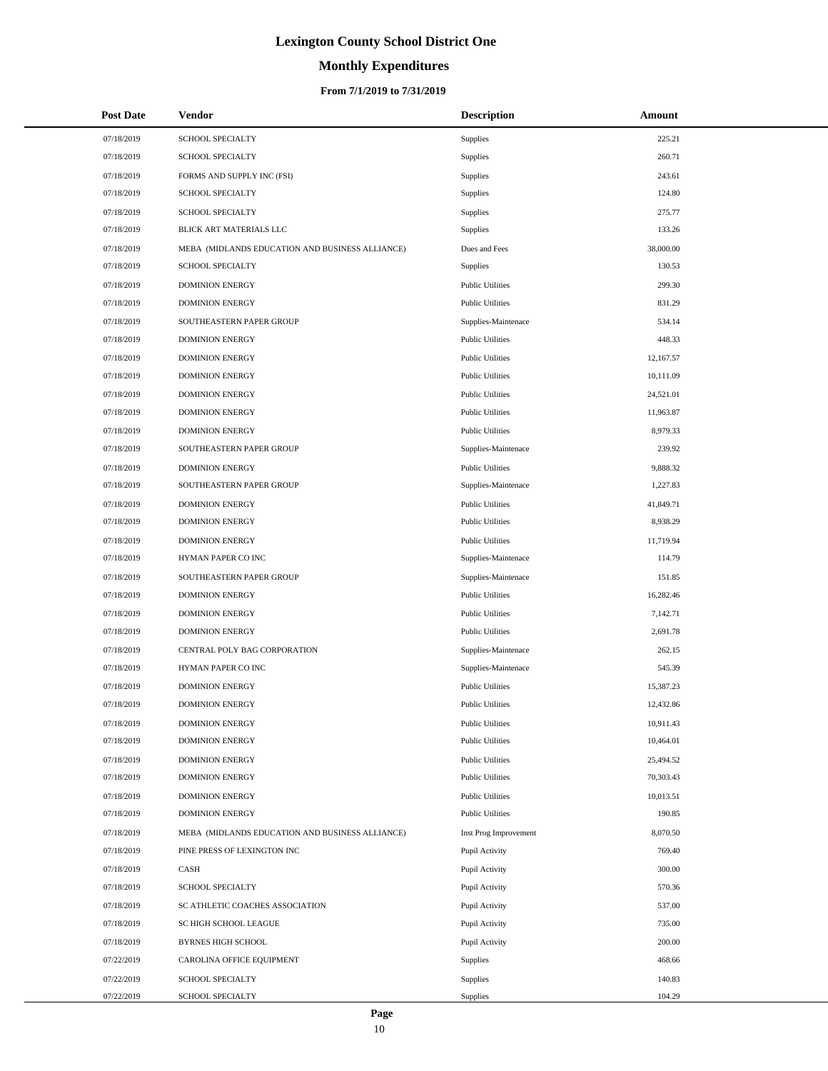# Lexington County School District One

## Monthly Expenditures

### From 7/1/2019 to 7/31/2019

| Post Date | Vendor | Description | Amount |
|---|---|---|---|
| 07/18/2019 | SCHOOL SPECIALTY | Supplies | 225.21 |
| 07/18/2019 | SCHOOL SPECIALTY | Supplies | 260.71 |
| 07/18/2019 | FORMS AND SUPPLY INC (FSI) | Supplies | 243.61 |
| 07/18/2019 | SCHOOL SPECIALTY | Supplies | 124.80 |
| 07/18/2019 | SCHOOL SPECIALTY | Supplies | 275.77 |
| 07/18/2019 | BLICK ART MATERIALS LLC | Supplies | 133.26 |
| 07/18/2019 | MEBA (MIDLANDS EDUCATION AND BUSINESS ALLIANCE) | Dues and Fees | 38,000.00 |
| 07/18/2019 | SCHOOL SPECIALTY | Supplies | 130.53 |
| 07/18/2019 | DOMINION ENERGY | Public Utilities | 299.30 |
| 07/18/2019 | DOMINION ENERGY | Public Utilities | 831.29 |
| 07/18/2019 | SOUTHEASTERN PAPER GROUP | Supplies-Maintenace | 534.14 |
| 07/18/2019 | DOMINION ENERGY | Public Utilities | 448.33 |
| 07/18/2019 | DOMINION ENERGY | Public Utilities | 12,167.57 |
| 07/18/2019 | DOMINION ENERGY | Public Utilities | 10,111.09 |
| 07/18/2019 | DOMINION ENERGY | Public Utilities | 24,521.01 |
| 07/18/2019 | DOMINION ENERGY | Public Utilities | 11,963.87 |
| 07/18/2019 | DOMINION ENERGY | Public Utilities | 8,979.33 |
| 07/18/2019 | SOUTHEASTERN PAPER GROUP | Supplies-Maintenace | 239.92 |
| 07/18/2019 | DOMINION ENERGY | Public Utilities | 9,888.32 |
| 07/18/2019 | SOUTHEASTERN PAPER GROUP | Supplies-Maintenace | 1,227.83 |
| 07/18/2019 | DOMINION ENERGY | Public Utilities | 41,849.71 |
| 07/18/2019 | DOMINION ENERGY | Public Utilities | 8,938.29 |
| 07/18/2019 | DOMINION ENERGY | Public Utilities | 11,719.94 |
| 07/18/2019 | HYMAN PAPER CO INC | Supplies-Maintenace | 114.79 |
| 07/18/2019 | SOUTHEASTERN PAPER GROUP | Supplies-Maintenace | 151.85 |
| 07/18/2019 | DOMINION ENERGY | Public Utilities | 16,282.46 |
| 07/18/2019 | DOMINION ENERGY | Public Utilities | 7,142.71 |
| 07/18/2019 | DOMINION ENERGY | Public Utilities | 2,691.78 |
| 07/18/2019 | CENTRAL POLY BAG CORPORATION | Supplies-Maintenace | 262.15 |
| 07/18/2019 | HYMAN PAPER CO INC | Supplies-Maintenace | 545.39 |
| 07/18/2019 | DOMINION ENERGY | Public Utilities | 15,387.23 |
| 07/18/2019 | DOMINION ENERGY | Public Utilities | 12,432.86 |
| 07/18/2019 | DOMINION ENERGY | Public Utilities | 10,911.43 |
| 07/18/2019 | DOMINION ENERGY | Public Utilities | 10,464.01 |
| 07/18/2019 | DOMINION ENERGY | Public Utilities | 25,494.52 |
| 07/18/2019 | DOMINION ENERGY | Public Utilities | 70,303.43 |
| 07/18/2019 | DOMINION ENERGY | Public Utilities | 10,013.51 |
| 07/18/2019 | DOMINION ENERGY | Public Utilities | 190.85 |
| 07/18/2019 | MEBA (MIDLANDS EDUCATION AND BUSINESS ALLIANCE) | Inst Prog Improvement | 8,070.50 |
| 07/18/2019 | PINE PRESS OF LEXINGTON INC | Pupil Activity | 769.40 |
| 07/18/2019 | CASH | Pupil Activity | 300.00 |
| 07/18/2019 | SCHOOL SPECIALTY | Pupil Activity | 570.36 |
| 07/18/2019 | SC ATHLETIC COACHES ASSOCIATION | Pupil Activity | 537.00 |
| 07/18/2019 | SC HIGH SCHOOL LEAGUE | Pupil Activity | 735.00 |
| 07/18/2019 | BYRNES HIGH SCHOOL | Pupil Activity | 200.00 |
| 07/22/2019 | CAROLINA OFFICE EQUIPMENT | Supplies | 468.66 |
| 07/22/2019 | SCHOOL SPECIALTY | Supplies | 140.83 |
| 07/22/2019 | SCHOOL SPECIALTY | Supplies | 104.29 |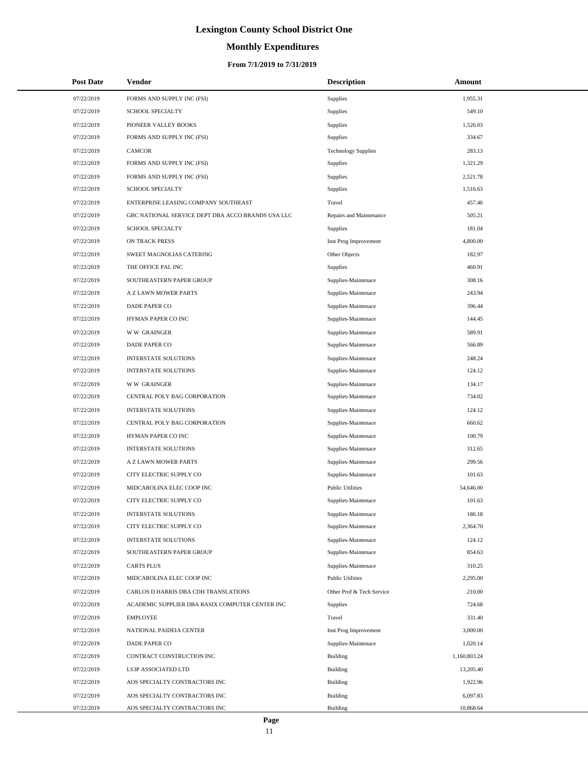# Lexington County School District One

## Monthly Expenditures

### From 7/1/2019 to 7/31/2019

| Post Date | Vendor | Description | Amount |
|---|---|---|---|
| 07/22/2019 | FORMS AND SUPPLY INC (FSI) | Supplies | 1,955.31 |
| 07/22/2019 | SCHOOL SPECIALTY | Supplies | 549.10 |
| 07/22/2019 | PIONEER VALLEY BOOKS | Supplies | 1,526.03 |
| 07/22/2019 | FORMS AND SUPPLY INC (FSI) | Supplies | 334.67 |
| 07/22/2019 | CAMCOR | Technology Supplies | 283.13 |
| 07/22/2019 | FORMS AND SUPPLY INC (FSI) | Supplies | 1,321.29 |
| 07/22/2019 | FORMS AND SUPPLY INC (FSI) | Supplies | 2,521.78 |
| 07/22/2019 | SCHOOL SPECIALTY | Supplies | 1,516.63 |
| 07/22/2019 | ENTERPRISE LEASING COMPANY SOUTHEAST | Travel | 457.46 |
| 07/22/2019 | GBC NATIONAL SERVICE DEPT DBA ACCO BRANDS USA LLC | Repairs and Maintenance | 505.21 |
| 07/22/2019 | SCHOOL SPECIALTY | Supplies | 181.04 |
| 07/22/2019 | ON TRACK PRESS | Inst Prog Improvement | 4,800.00 |
| 07/22/2019 | SWEET MAGNOLIAS CATERING | Other Objects | 182.97 |
| 07/22/2019 | THE OFFICE PAL INC | Supplies | 460.91 |
| 07/22/2019 | SOUTHEASTERN PAPER GROUP | Supplies-Maintenace | 308.16 |
| 07/22/2019 | A Z LAWN MOWER PARTS | Supplies-Maintenace | 243.94 |
| 07/22/2019 | DADE PAPER CO | Supplies-Maintenace | 396.44 |
| 07/22/2019 | HYMAN PAPER CO INC | Supplies-Maintenace | 144.45 |
| 07/22/2019 | W W GRAINGER | Supplies-Maintenace | 589.91 |
| 07/22/2019 | DADE PAPER CO | Supplies-Maintenace | 566.89 |
| 07/22/2019 | INTERSTATE SOLUTIONS | Supplies-Maintenace | 248.24 |
| 07/22/2019 | INTERSTATE SOLUTIONS | Supplies-Maintenace | 124.12 |
| 07/22/2019 | W W GRAINGER | Supplies-Maintenace | 134.17 |
| 07/22/2019 | CENTRAL POLY BAG CORPORATION | Supplies-Maintenace | 734.02 |
| 07/22/2019 | INTERSTATE SOLUTIONS | Supplies-Maintenace | 124.12 |
| 07/22/2019 | CENTRAL POLY BAG CORPORATION | Supplies-Maintenace | 660.62 |
| 07/22/2019 | HYMAN PAPER CO INC | Supplies-Maintenace | 100.79 |
| 07/22/2019 | INTERSTATE SOLUTIONS | Supplies-Maintenace | 312.65 |
| 07/22/2019 | A Z LAWN MOWER PARTS | Supplies-Maintenace | 299.56 |
| 07/22/2019 | CITY ELECTRIC SUPPLY CO | Supplies-Maintenace | 101.63 |
| 07/22/2019 | MIDCAROLINA ELEC COOP INC | Public Utilities | 54,646.00 |
| 07/22/2019 | CITY ELECTRIC SUPPLY CO | Supplies-Maintenace | 101.63 |
| 07/22/2019 | INTERSTATE SOLUTIONS | Supplies-Maintenace | 186.18 |
| 07/22/2019 | CITY ELECTRIC SUPPLY CO | Supplies-Maintenace | 2,364.70 |
| 07/22/2019 | INTERSTATE SOLUTIONS | Supplies-Maintenace | 124.12 |
| 07/22/2019 | SOUTHEASTERN PAPER GROUP | Supplies-Maintenace | 854.63 |
| 07/22/2019 | CARTS PLUS | Supplies-Maintenace | 310.25 |
| 07/22/2019 | MIDCAROLINA ELEC COOP INC | Public Utilities | 2,295.00 |
| 07/22/2019 | CARLOS D HARRIS DBA CDH TRANSLATIONS | Other Prof & Tech Service | 210.00 |
| 07/22/2019 | ACADEMIC SUPPLIER DBA RASIX COMPUTER CENTER INC | Supplies | 724.68 |
| 07/22/2019 | EMPLOYEE | Travel | 331.40 |
| 07/22/2019 | NATIONAL PAIDEIA CENTER | Inst Prog Improvement | 3,000.00 |
| 07/22/2019 | DADE PAPER CO | Supplies-Maintenace | 1,020.14 |
| 07/22/2019 | CONTRACT CONSTRUCTION INC | Building | 1,160,803.24 |
| 07/22/2019 | LS3P ASSOCIATED LTD | Building | 13,205.40 |
| 07/22/2019 | AOS SPECIALTY CONTRACTORS INC | Building | 1,922.96 |
| 07/22/2019 | AOS SPECIALTY CONTRACTORS INC | Building | 6,097.83 |
| 07/22/2019 | AOS SPECIALTY CONTRACTORS INC | Building | 10,868.64 |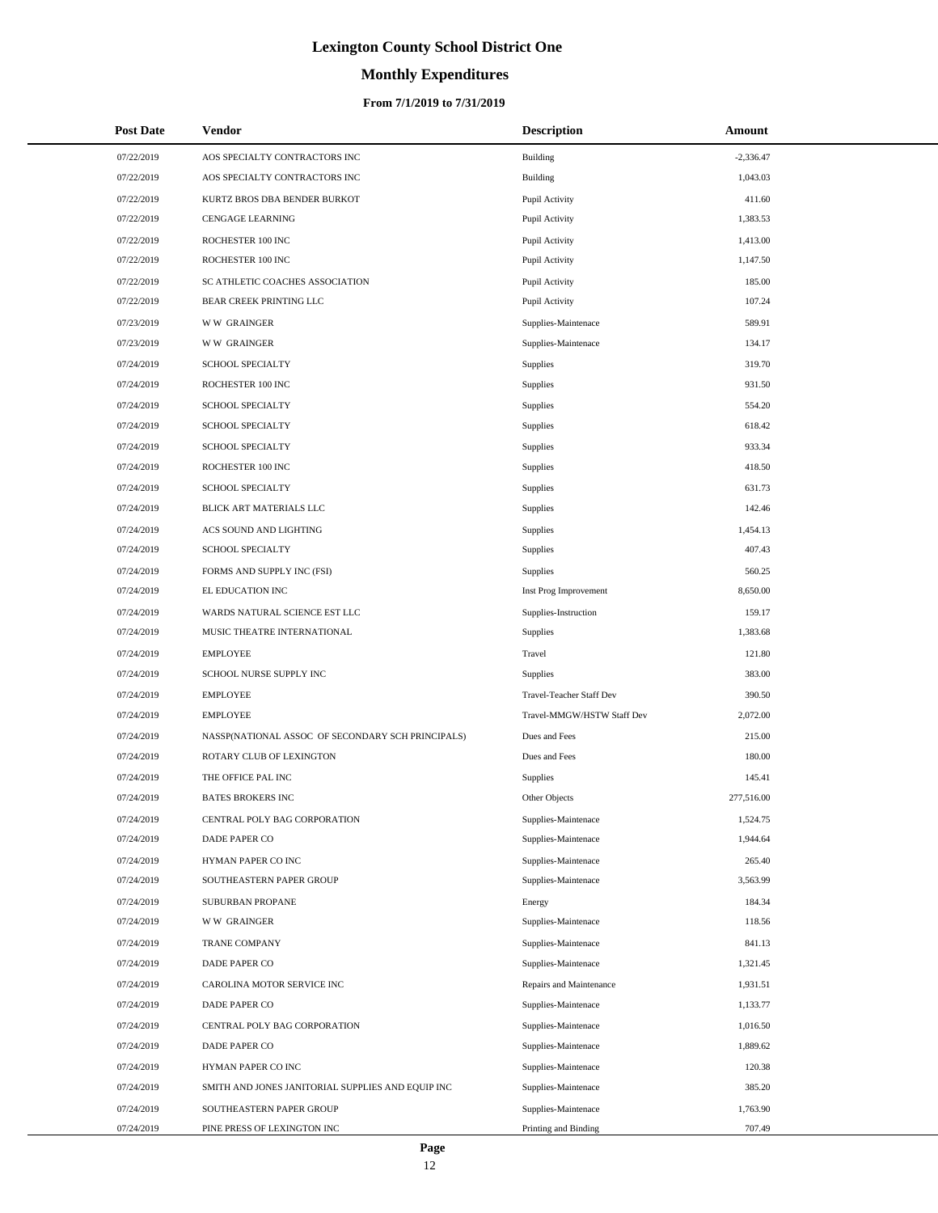# Lexington County School District One

## Monthly Expenditures

### From 7/1/2019 to 7/31/2019

| Post Date | Vendor | Description | Amount |
|---|---|---|---|
| 07/22/2019 | AOS SPECIALTY CONTRACTORS INC | Building | -2,336.47 |
| 07/22/2019 | AOS SPECIALTY CONTRACTORS INC | Building | 1,043.03 |
| 07/22/2019 | KURTZ BROS DBA BENDER BURKOT | Pupil Activity | 411.60 |
| 07/22/2019 | CENGAGE LEARNING | Pupil Activity | 1,383.53 |
| 07/22/2019 | ROCHESTER 100 INC | Pupil Activity | 1,413.00 |
| 07/22/2019 | ROCHESTER 100 INC | Pupil Activity | 1,147.50 |
| 07/22/2019 | SC ATHLETIC COACHES ASSOCIATION | Pupil Activity | 185.00 |
| 07/22/2019 | BEAR CREEK PRINTING LLC | Pupil Activity | 107.24 |
| 07/23/2019 | W W GRAINGER | Supplies-Maintenace | 589.91 |
| 07/23/2019 | W W GRAINGER | Supplies-Maintenace | 134.17 |
| 07/24/2019 | SCHOOL SPECIALTY | Supplies | 319.70 |
| 07/24/2019 | ROCHESTER 100 INC | Supplies | 931.50 |
| 07/24/2019 | SCHOOL SPECIALTY | Supplies | 554.20 |
| 07/24/2019 | SCHOOL SPECIALTY | Supplies | 618.42 |
| 07/24/2019 | SCHOOL SPECIALTY | Supplies | 933.34 |
| 07/24/2019 | ROCHESTER 100 INC | Supplies | 418.50 |
| 07/24/2019 | SCHOOL SPECIALTY | Supplies | 631.73 |
| 07/24/2019 | BLICK ART MATERIALS LLC | Supplies | 142.46 |
| 07/24/2019 | ACS SOUND AND LIGHTING | Supplies | 1,454.13 |
| 07/24/2019 | SCHOOL SPECIALTY | Supplies | 407.43 |
| 07/24/2019 | FORMS AND SUPPLY INC (FSI) | Supplies | 560.25 |
| 07/24/2019 | EL EDUCATION INC | Inst Prog Improvement | 8,650.00 |
| 07/24/2019 | WARDS NATURAL SCIENCE EST LLC | Supplies-Instruction | 159.17 |
| 07/24/2019 | MUSIC THEATRE INTERNATIONAL | Supplies | 1,383.68 |
| 07/24/2019 | EMPLOYEE | Travel | 121.80 |
| 07/24/2019 | SCHOOL NURSE SUPPLY INC | Supplies | 383.00 |
| 07/24/2019 | EMPLOYEE | Travel-Teacher Staff Dev | 390.50 |
| 07/24/2019 | EMPLOYEE | Travel-MMGW/HSTW Staff Dev | 2,072.00 |
| 07/24/2019 | NASSP(NATIONAL ASSOC OF SECONDARY SCH PRINCIPALS) | Dues and Fees | 215.00 |
| 07/24/2019 | ROTARY CLUB OF LEXINGTON | Dues and Fees | 180.00 |
| 07/24/2019 | THE OFFICE PAL INC | Supplies | 145.41 |
| 07/24/2019 | BATES BROKERS INC | Other Objects | 277,516.00 |
| 07/24/2019 | CENTRAL POLY BAG CORPORATION | Supplies-Maintenace | 1,524.75 |
| 07/24/2019 | DADE PAPER CO | Supplies-Maintenace | 1,944.64 |
| 07/24/2019 | HYMAN PAPER CO INC | Supplies-Maintenace | 265.40 |
| 07/24/2019 | SOUTHEASTERN PAPER GROUP | Supplies-Maintenace | 3,563.99 |
| 07/24/2019 | SUBURBAN PROPANE | Energy | 184.34 |
| 07/24/2019 | W W GRAINGER | Supplies-Maintenace | 118.56 |
| 07/24/2019 | TRANE COMPANY | Supplies-Maintenace | 841.13 |
| 07/24/2019 | DADE PAPER CO | Supplies-Maintenace | 1,321.45 |
| 07/24/2019 | CAROLINA MOTOR SERVICE INC | Repairs and Maintenance | 1,931.51 |
| 07/24/2019 | DADE PAPER CO | Supplies-Maintenace | 1,133.77 |
| 07/24/2019 | CENTRAL POLY BAG CORPORATION | Supplies-Maintenace | 1,016.50 |
| 07/24/2019 | DADE PAPER CO | Supplies-Maintenace | 1,889.62 |
| 07/24/2019 | HYMAN PAPER CO INC | Supplies-Maintenace | 120.38 |
| 07/24/2019 | SMITH AND JONES JANITORIAL SUPPLIES AND EQUIP INC | Supplies-Maintenace | 385.20 |
| 07/24/2019 | SOUTHEASTERN PAPER GROUP | Supplies-Maintenace | 1,763.90 |
| 07/24/2019 | PINE PRESS OF LEXINGTON INC | Printing and Binding | 707.49 |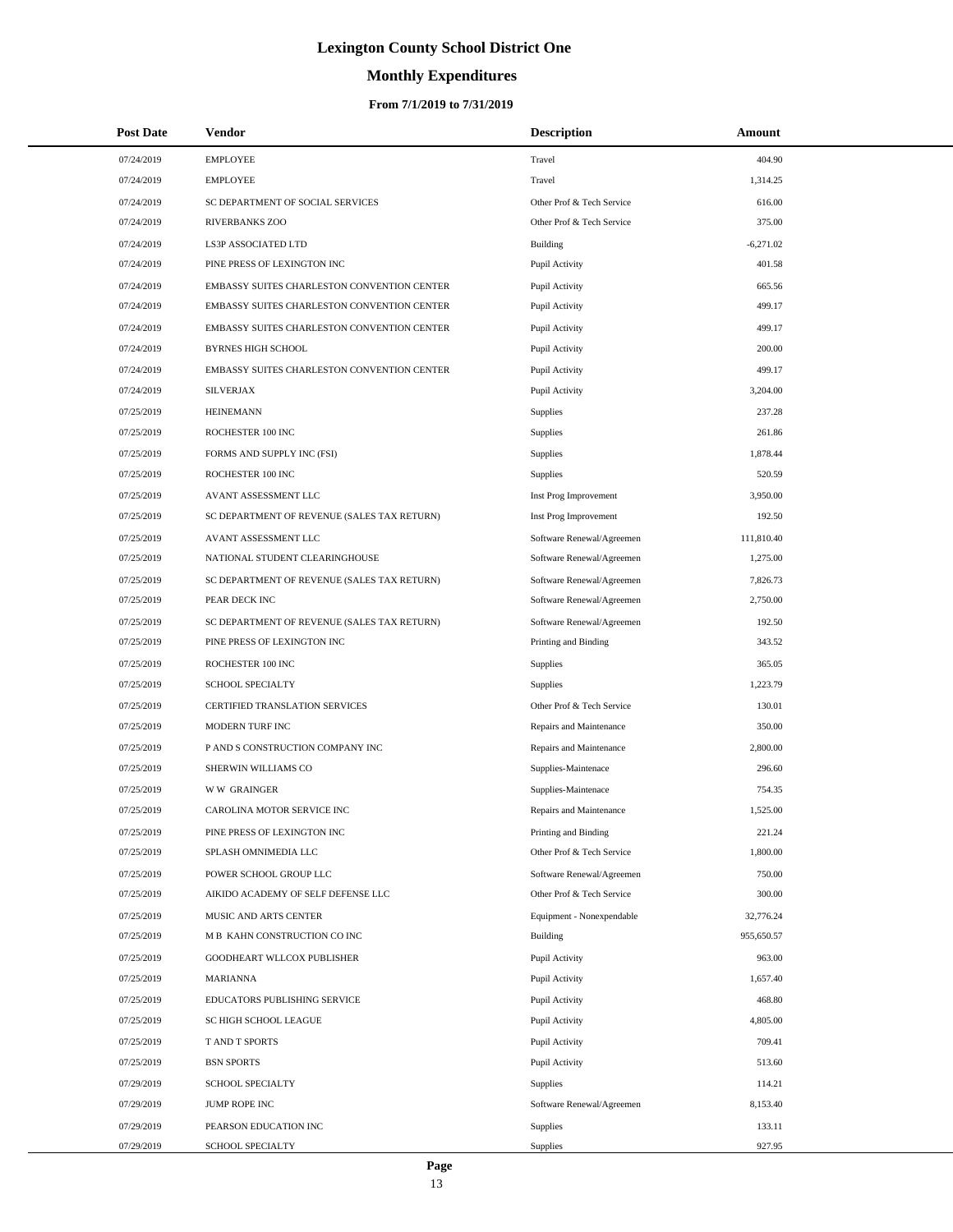# Lexington County School District One

## Monthly Expenditures

### From 7/1/2019 to 7/31/2019

| Post Date | Vendor | Description | Amount |
|---|---|---|---|
| 07/24/2019 | EMPLOYEE | Travel | 404.90 |
| 07/24/2019 | EMPLOYEE | Travel | 1,314.25 |
| 07/24/2019 | SC DEPARTMENT OF SOCIAL SERVICES | Other Prof & Tech Service | 616.00 |
| 07/24/2019 | RIVERBANKS ZOO | Other Prof & Tech Service | 375.00 |
| 07/24/2019 | LS3P ASSOCIATED LTD | Building | -6,271.02 |
| 07/24/2019 | PINE PRESS OF LEXINGTON INC | Pupil Activity | 401.58 |
| 07/24/2019 | EMBASSY SUITES CHARLESTON CONVENTION CENTER | Pupil Activity | 665.56 |
| 07/24/2019 | EMBASSY SUITES CHARLESTON CONVENTION CENTER | Pupil Activity | 499.17 |
| 07/24/2019 | EMBASSY SUITES CHARLESTON CONVENTION CENTER | Pupil Activity | 499.17 |
| 07/24/2019 | BYRNES HIGH SCHOOL | Pupil Activity | 200.00 |
| 07/24/2019 | EMBASSY SUITES CHARLESTON CONVENTION CENTER | Pupil Activity | 499.17 |
| 07/24/2019 | SILVERJAX | Pupil Activity | 3,204.00 |
| 07/25/2019 | HEINEMANN | Supplies | 237.28 |
| 07/25/2019 | ROCHESTER 100 INC | Supplies | 261.86 |
| 07/25/2019 | FORMS AND SUPPLY INC (FSI) | Supplies | 1,878.44 |
| 07/25/2019 | ROCHESTER 100 INC | Supplies | 520.59 |
| 07/25/2019 | AVANT ASSESSMENT LLC | Inst Prog Improvement | 3,950.00 |
| 07/25/2019 | SC DEPARTMENT OF REVENUE (SALES TAX RETURN) | Inst Prog Improvement | 192.50 |
| 07/25/2019 | AVANT ASSESSMENT LLC | Software Renewal/Agreemen | 111,810.40 |
| 07/25/2019 | NATIONAL STUDENT CLEARINGHOUSE | Software Renewal/Agreemen | 1,275.00 |
| 07/25/2019 | SC DEPARTMENT OF REVENUE (SALES TAX RETURN) | Software Renewal/Agreemen | 7,826.73 |
| 07/25/2019 | PEAR DECK INC | Software Renewal/Agreemen | 2,750.00 |
| 07/25/2019 | SC DEPARTMENT OF REVENUE (SALES TAX RETURN) | Software Renewal/Agreemen | 192.50 |
| 07/25/2019 | PINE PRESS OF LEXINGTON INC | Printing and Binding | 343.52 |
| 07/25/2019 | ROCHESTER 100 INC | Supplies | 365.05 |
| 07/25/2019 | SCHOOL SPECIALTY | Supplies | 1,223.79 |
| 07/25/2019 | CERTIFIED TRANSLATION SERVICES | Other Prof & Tech Service | 130.01 |
| 07/25/2019 | MODERN TURF INC | Repairs and Maintenance | 350.00 |
| 07/25/2019 | P AND S CONSTRUCTION COMPANY INC | Repairs and Maintenance | 2,800.00 |
| 07/25/2019 | SHERWIN WILLIAMS CO | Supplies-Maintenace | 296.60 |
| 07/25/2019 | W W GRAINGER | Supplies-Maintenace | 754.35 |
| 07/25/2019 | CAROLINA MOTOR SERVICE INC | Repairs and Maintenance | 1,525.00 |
| 07/25/2019 | PINE PRESS OF LEXINGTON INC | Printing and Binding | 221.24 |
| 07/25/2019 | SPLASH OMNIMEDIA LLC | Other Prof & Tech Service | 1,800.00 |
| 07/25/2019 | POWER SCHOOL GROUP LLC | Software Renewal/Agreemen | 750.00 |
| 07/25/2019 | AIKIDO ACADEMY OF SELF DEFENSE LLC | Other Prof & Tech Service | 300.00 |
| 07/25/2019 | MUSIC AND ARTS CENTER | Equipment - Nonexpendable | 32,776.24 |
| 07/25/2019 | M B KAHN CONSTRUCTION CO INC | Building | 955,650.57 |
| 07/25/2019 | GOODHEART WLLCOX PUBLISHER | Pupil Activity | 963.00 |
| 07/25/2019 | MARIANNA | Pupil Activity | 1,657.40 |
| 07/25/2019 | EDUCATORS PUBLISHING SERVICE | Pupil Activity | 468.80 |
| 07/25/2019 | SC HIGH SCHOOL LEAGUE | Pupil Activity | 4,805.00 |
| 07/25/2019 | T AND T SPORTS | Pupil Activity | 709.41 |
| 07/25/2019 | BSN SPORTS | Pupil Activity | 513.60 |
| 07/29/2019 | SCHOOL SPECIALTY | Supplies | 114.21 |
| 07/29/2019 | JUMP ROPE INC | Software Renewal/Agreemen | 8,153.40 |
| 07/29/2019 | PEARSON EDUCATION INC | Supplies | 133.11 |
| 07/29/2019 | SCHOOL SPECIALTY | Supplies | 927.95 |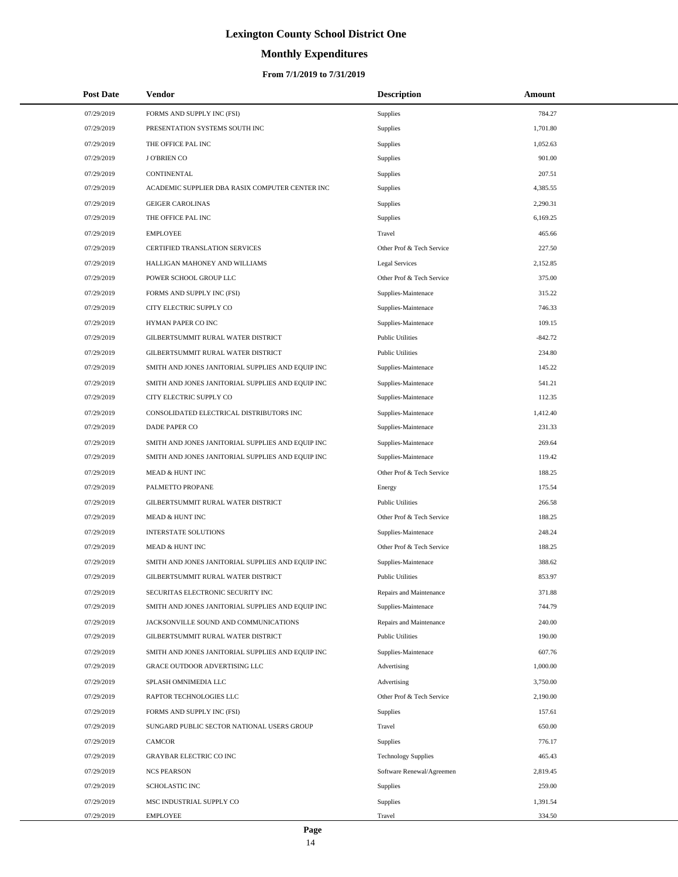# Lexington County School District One

## Monthly Expenditures

### From 7/1/2019 to 7/31/2019

| Post Date | Vendor | Description | Amount |
|---|---|---|---|
| 07/29/2019 | FORMS AND SUPPLY INC (FSI) | Supplies | 784.27 |
| 07/29/2019 | PRESENTATION SYSTEMS SOUTH INC | Supplies | 1,701.80 |
| 07/29/2019 | THE OFFICE PAL INC | Supplies | 1,052.63 |
| 07/29/2019 | J O'BRIEN CO | Supplies | 901.00 |
| 07/29/2019 | CONTINENTAL | Supplies | 207.51 |
| 07/29/2019 | ACADEMIC SUPPLIER DBA RASIX COMPUTER CENTER INC | Supplies | 4,385.55 |
| 07/29/2019 | GEIGER CAROLINAS | Supplies | 2,290.31 |
| 07/29/2019 | THE OFFICE PAL INC | Supplies | 6,169.25 |
| 07/29/2019 | EMPLOYEE | Travel | 465.66 |
| 07/29/2019 | CERTIFIED TRANSLATION SERVICES | Other Prof & Tech Service | 227.50 |
| 07/29/2019 | HALLIGAN MAHONEY AND WILLIAMS | Legal Services | 2,152.85 |
| 07/29/2019 | POWER SCHOOL GROUP LLC | Other Prof & Tech Service | 375.00 |
| 07/29/2019 | FORMS AND SUPPLY INC (FSI) | Supplies-Maintenace | 315.22 |
| 07/29/2019 | CITY ELECTRIC SUPPLY CO | Supplies-Maintenace | 746.33 |
| 07/29/2019 | HYMAN PAPER CO INC | Supplies-Maintenace | 109.15 |
| 07/29/2019 | GILBERTSUMMIT RURAL WATER DISTRICT | Public Utilities | -842.72 |
| 07/29/2019 | GILBERTSUMMIT RURAL WATER DISTRICT | Public Utilities | 234.80 |
| 07/29/2019 | SMITH AND JONES JANITORIAL SUPPLIES AND EQUIP INC | Supplies-Maintenace | 145.22 |
| 07/29/2019 | SMITH AND JONES JANITORIAL SUPPLIES AND EQUIP INC | Supplies-Maintenace | 541.21 |
| 07/29/2019 | CITY ELECTRIC SUPPLY CO | Supplies-Maintenace | 112.35 |
| 07/29/2019 | CONSOLIDATED ELECTRICAL DISTRIBUTORS INC | Supplies-Maintenace | 1,412.40 |
| 07/29/2019 | DADE PAPER CO | Supplies-Maintenace | 231.33 |
| 07/29/2019 | SMITH AND JONES JANITORIAL SUPPLIES AND EQUIP INC | Supplies-Maintenace | 269.64 |
| 07/29/2019 | SMITH AND JONES JANITORIAL SUPPLIES AND EQUIP INC | Supplies-Maintenace | 119.42 |
| 07/29/2019 | MEAD & HUNT INC | Other Prof & Tech Service | 188.25 |
| 07/29/2019 | PALMETTO PROPANE | Energy | 175.54 |
| 07/29/2019 | GILBERTSUMMIT RURAL WATER DISTRICT | Public Utilities | 266.58 |
| 07/29/2019 | MEAD & HUNT INC | Other Prof & Tech Service | 188.25 |
| 07/29/2019 | INTERSTATE SOLUTIONS | Supplies-Maintenace | 248.24 |
| 07/29/2019 | MEAD & HUNT INC | Other Prof & Tech Service | 188.25 |
| 07/29/2019 | SMITH AND JONES JANITORIAL SUPPLIES AND EQUIP INC | Supplies-Maintenace | 388.62 |
| 07/29/2019 | GILBERTSUMMIT RURAL WATER DISTRICT | Public Utilities | 853.97 |
| 07/29/2019 | SECURITAS ELECTRONIC SECURITY INC | Repairs and Maintenance | 371.88 |
| 07/29/2019 | SMITH AND JONES JANITORIAL SUPPLIES AND EQUIP INC | Supplies-Maintenace | 744.79 |
| 07/29/2019 | JACKSONVILLE SOUND AND COMMUNICATIONS | Repairs and Maintenance | 240.00 |
| 07/29/2019 | GILBERTSUMMIT RURAL WATER DISTRICT | Public Utilities | 190.00 |
| 07/29/2019 | SMITH AND JONES JANITORIAL SUPPLIES AND EQUIP INC | Supplies-Maintenace | 607.76 |
| 07/29/2019 | GRACE OUTDOOR ADVERTISING LLC | Advertising | 1,000.00 |
| 07/29/2019 | SPLASH OMNIMEDIA LLC | Advertising | 3,750.00 |
| 07/29/2019 | RAPTOR TECHNOLOGIES LLC | Other Prof & Tech Service | 2,190.00 |
| 07/29/2019 | FORMS AND SUPPLY INC (FSI) | Supplies | 157.61 |
| 07/29/2019 | SUNGARD PUBLIC SECTOR NATIONAL USERS GROUP | Travel | 650.00 |
| 07/29/2019 | CAMCOR | Supplies | 776.17 |
| 07/29/2019 | GRAYBAR ELECTRIC CO INC | Technology Supplies | 465.43 |
| 07/29/2019 | NCS PEARSON | Software Renewal/Agreemen | 2,819.45 |
| 07/29/2019 | SCHOLASTIC INC | Supplies | 259.00 |
| 07/29/2019 | MSC INDUSTRIAL SUPPLY CO | Supplies | 1,391.54 |
| 07/29/2019 | EMPLOYEE | Travel | 334.50 |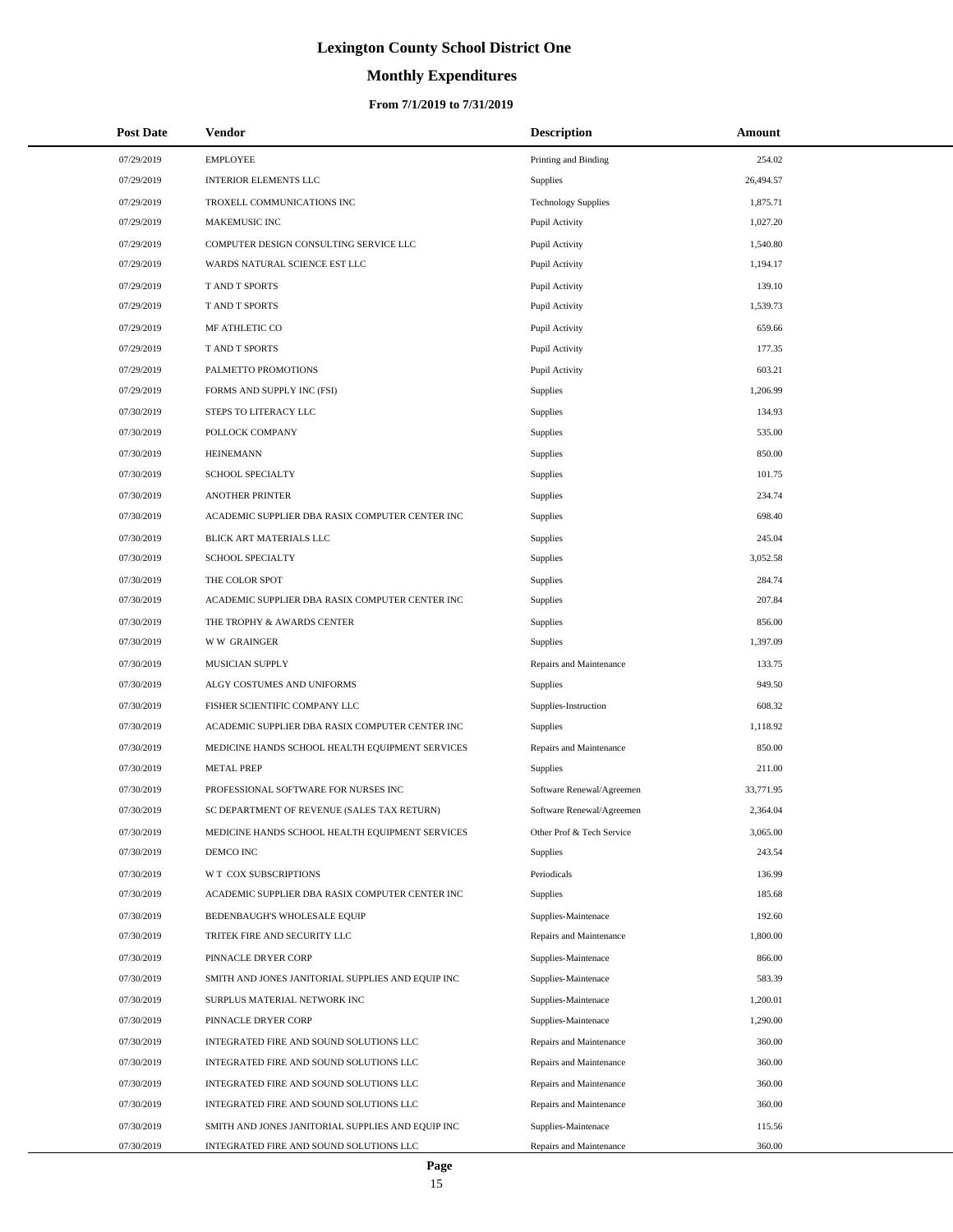# Lexington County School District One

## Monthly Expenditures

### From 7/1/2019 to 7/31/2019

| Post Date | Vendor | Description | Amount |
| --- | --- | --- | --- |
| 07/29/2019 | EMPLOYEE | Printing and Binding | 254.02 |
| 07/29/2019 | INTERIOR ELEMENTS LLC | Supplies | 26,494.57 |
| 07/29/2019 | TROXELL COMMUNICATIONS INC | Technology Supplies | 1,875.71 |
| 07/29/2019 | MAKEMUSIC INC | Pupil Activity | 1,027.20 |
| 07/29/2019 | COMPUTER DESIGN CONSULTING SERVICE LLC | Pupil Activity | 1,540.80 |
| 07/29/2019 | WARDS NATURAL SCIENCE EST LLC | Pupil Activity | 1,194.17 |
| 07/29/2019 | T AND T SPORTS | Pupil Activity | 139.10 |
| 07/29/2019 | T AND T SPORTS | Pupil Activity | 1,539.73 |
| 07/29/2019 | MF ATHLETIC CO | Pupil Activity | 659.66 |
| 07/29/2019 | T AND T SPORTS | Pupil Activity | 177.35 |
| 07/29/2019 | PALMETTO PROMOTIONS | Pupil Activity | 603.21 |
| 07/29/2019 | FORMS AND SUPPLY INC (FSI) | Supplies | 1,206.99 |
| 07/30/2019 | STEPS TO LITERACY LLC | Supplies | 134.93 |
| 07/30/2019 | POLLOCK COMPANY | Supplies | 535.00 |
| 07/30/2019 | HEINEMANN | Supplies | 850.00 |
| 07/30/2019 | SCHOOL SPECIALTY | Supplies | 101.75 |
| 07/30/2019 | ANOTHER PRINTER | Supplies | 234.74 |
| 07/30/2019 | ACADEMIC SUPPLIER DBA RASIX COMPUTER CENTER INC | Supplies | 698.40 |
| 07/30/2019 | BLICK ART MATERIALS LLC | Supplies | 245.04 |
| 07/30/2019 | SCHOOL SPECIALTY | Supplies | 3,052.58 |
| 07/30/2019 | THE COLOR SPOT | Supplies | 284.74 |
| 07/30/2019 | ACADEMIC SUPPLIER DBA RASIX COMPUTER CENTER INC | Supplies | 207.84 |
| 07/30/2019 | THE TROPHY & AWARDS CENTER | Supplies | 856.00 |
| 07/30/2019 | W W GRAINGER | Supplies | 1,397.09 |
| 07/30/2019 | MUSICIAN SUPPLY | Repairs and Maintenance | 133.75 |
| 07/30/2019 | ALGY COSTUMES AND UNIFORMS | Supplies | 949.50 |
| 07/30/2019 | FISHER SCIENTIFIC COMPANY LLC | Supplies-Instruction | 608.32 |
| 07/30/2019 | ACADEMIC SUPPLIER DBA RASIX COMPUTER CENTER INC | Supplies | 1,118.92 |
| 07/30/2019 | MEDICINE HANDS SCHOOL HEALTH EQUIPMENT SERVICES | Repairs and Maintenance | 850.00 |
| 07/30/2019 | METAL PREP | Supplies | 211.00 |
| 07/30/2019 | PROFESSIONAL SOFTWARE FOR NURSES INC | Software Renewal/Agreemen | 33,771.95 |
| 07/30/2019 | SC DEPARTMENT OF REVENUE (SALES TAX RETURN) | Software Renewal/Agreemen | 2,364.04 |
| 07/30/2019 | MEDICINE HANDS SCHOOL HEALTH EQUIPMENT SERVICES | Other Prof & Tech Service | 3,065.00 |
| 07/30/2019 | DEMCO INC | Supplies | 243.54 |
| 07/30/2019 | W T COX SUBSCRIPTIONS | Periodicals | 136.99 |
| 07/30/2019 | ACADEMIC SUPPLIER DBA RASIX COMPUTER CENTER INC | Supplies | 185.68 |
| 07/30/2019 | BEDENBAUGH'S WHOLESALE EQUIP | Supplies-Maintenace | 192.60 |
| 07/30/2019 | TRITEK FIRE AND SECURITY LLC | Repairs and Maintenance | 1,800.00 |
| 07/30/2019 | PINNACLE DRYER CORP | Supplies-Maintenace | 866.00 |
| 07/30/2019 | SMITH AND JONES JANITORIAL SUPPLIES AND EQUIP INC | Supplies-Maintenace | 583.39 |
| 07/30/2019 | SURPLUS MATERIAL NETWORK INC | Supplies-Maintenace | 1,200.01 |
| 07/30/2019 | PINNACLE DRYER CORP | Supplies-Maintenace | 1,290.00 |
| 07/30/2019 | INTEGRATED FIRE AND SOUND SOLUTIONS LLC | Repairs and Maintenance | 360.00 |
| 07/30/2019 | INTEGRATED FIRE AND SOUND SOLUTIONS LLC | Repairs and Maintenance | 360.00 |
| 07/30/2019 | INTEGRATED FIRE AND SOUND SOLUTIONS LLC | Repairs and Maintenance | 360.00 |
| 07/30/2019 | INTEGRATED FIRE AND SOUND SOLUTIONS LLC | Repairs and Maintenance | 360.00 |
| 07/30/2019 | SMITH AND JONES JANITORIAL SUPPLIES AND EQUIP INC | Supplies-Maintenace | 115.56 |
| 07/30/2019 | INTEGRATED FIRE AND SOUND SOLUTIONS LLC | Repairs and Maintenance | 360.00 |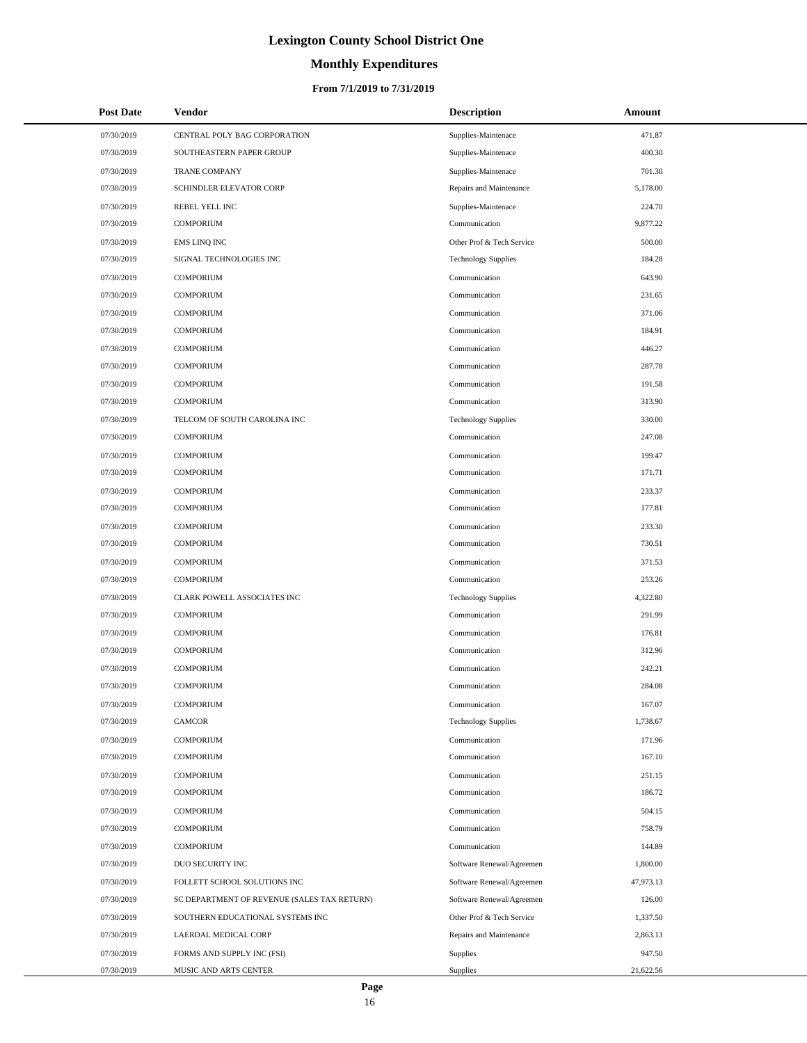# Lexington County School District One

## Monthly Expenditures

### From 7/1/2019 to 7/31/2019

| Post Date | Vendor | Description | Amount |
|---|---|---|---|
| 07/30/2019 | CENTRAL POLY BAG CORPORATION | Supplies-Maintenace | 471.87 |
| 07/30/2019 | SOUTHEASTERN PAPER GROUP | Supplies-Maintenace | 400.30 |
| 07/30/2019 | TRANE COMPANY | Supplies-Maintenace | 701.30 |
| 07/30/2019 | SCHINDLER ELEVATOR CORP | Repairs and Maintenance | 5,178.00 |
| 07/30/2019 | REBEL YELL INC | Supplies-Maintenace | 224.70 |
| 07/30/2019 | COMPORIUM | Communication | 9,877.22 |
| 07/30/2019 | EMS LINQ INC | Other Prof & Tech Service | 500.00 |
| 07/30/2019 | SIGNAL TECHNOLOGIES INC | Technology Supplies | 184.28 |
| 07/30/2019 | COMPORIUM | Communication | 643.90 |
| 07/30/2019 | COMPORIUM | Communication | 231.65 |
| 07/30/2019 | COMPORIUM | Communication | 371.06 |
| 07/30/2019 | COMPORIUM | Communication | 184.91 |
| 07/30/2019 | COMPORIUM | Communication | 446.27 |
| 07/30/2019 | COMPORIUM | Communication | 287.78 |
| 07/30/2019 | COMPORIUM | Communication | 191.58 |
| 07/30/2019 | COMPORIUM | Communication | 313.90 |
| 07/30/2019 | TELCOM OF SOUTH CAROLINA INC | Technology Supplies | 330.00 |
| 07/30/2019 | COMPORIUM | Communication | 247.08 |
| 07/30/2019 | COMPORIUM | Communication | 199.47 |
| 07/30/2019 | COMPORIUM | Communication | 171.71 |
| 07/30/2019 | COMPORIUM | Communication | 233.37 |
| 07/30/2019 | COMPORIUM | Communication | 177.81 |
| 07/30/2019 | COMPORIUM | Communication | 233.30 |
| 07/30/2019 | COMPORIUM | Communication | 730.51 |
| 07/30/2019 | COMPORIUM | Communication | 371.53 |
| 07/30/2019 | COMPORIUM | Communication | 253.26 |
| 07/30/2019 | CLARK POWELL ASSOCIATES INC | Technology Supplies | 4,322.80 |
| 07/30/2019 | COMPORIUM | Communication | 291.99 |
| 07/30/2019 | COMPORIUM | Communication | 176.81 |
| 07/30/2019 | COMPORIUM | Communication | 312.96 |
| 07/30/2019 | COMPORIUM | Communication | 242.21 |
| 07/30/2019 | COMPORIUM | Communication | 284.08 |
| 07/30/2019 | COMPORIUM | Communication | 167.07 |
| 07/30/2019 | CAMCOR | Technology Supplies | 1,738.67 |
| 07/30/2019 | COMPORIUM | Communication | 171.96 |
| 07/30/2019 | COMPORIUM | Communication | 167.10 |
| 07/30/2019 | COMPORIUM | Communication | 251.15 |
| 07/30/2019 | COMPORIUM | Communication | 186.72 |
| 07/30/2019 | COMPORIUM | Communication | 504.15 |
| 07/30/2019 | COMPORIUM | Communication | 758.79 |
| 07/30/2019 | COMPORIUM | Communication | 144.89 |
| 07/30/2019 | DUO SECURITY INC | Software Renewal/Agreemen | 1,800.00 |
| 07/30/2019 | FOLLETT SCHOOL SOLUTIONS INC | Software Renewal/Agreemen | 47,973.13 |
| 07/30/2019 | SC DEPARTMENT OF REVENUE (SALES TAX RETURN) | Software Renewal/Agreemen | 126.00 |
| 07/30/2019 | SOUTHERN EDUCATIONAL SYSTEMS INC | Other Prof & Tech Service | 1,337.50 |
| 07/30/2019 | LAERDAL MEDICAL CORP | Repairs and Maintenance | 2,863.13 |
| 07/30/2019 | FORMS AND SUPPLY INC (FSI) | Supplies | 947.50 |
| 07/30/2019 | MUSIC AND ARTS CENTER | Supplies | 21,622.56 |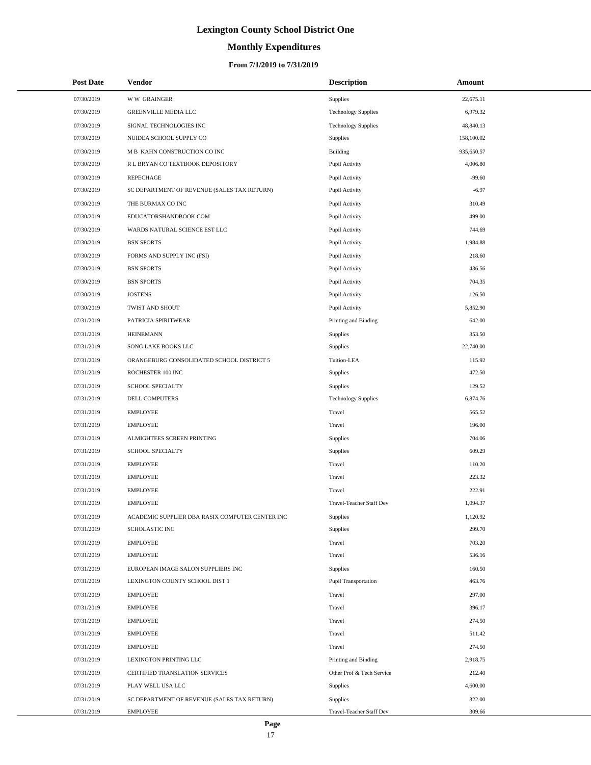# Lexington County School District One

## Monthly Expenditures

### From 7/1/2019 to 7/31/2019

| Post Date | Vendor | Description | Amount |
|---|---|---|---|
| 07/30/2019 | W W GRAINGER | Supplies | 22,675.11 |
| 07/30/2019 | GREENVILLE MEDIA LLC | Technology Supplies | 6,979.32 |
| 07/30/2019 | SIGNAL TECHNOLOGIES INC | Technology Supplies | 48,840.13 |
| 07/30/2019 | NUIDEA SCHOOL SUPPLY CO | Supplies | 158,100.02 |
| 07/30/2019 | M B KAHN CONSTRUCTION CO INC | Building | 935,650.57 |
| 07/30/2019 | R L BRYAN CO TEXTBOOK DEPOSITORY | Pupil Activity | 4,006.80 |
| 07/30/2019 | REPECHAGE | Pupil Activity | -99.60 |
| 07/30/2019 | SC DEPARTMENT OF REVENUE (SALES TAX RETURN) | Pupil Activity | -6.97 |
| 07/30/2019 | THE BURMAX CO INC | Pupil Activity | 310.49 |
| 07/30/2019 | EDUCATORSHANDBOOK.COM | Pupil Activity | 499.00 |
| 07/30/2019 | WARDS NATURAL SCIENCE EST LLC | Pupil Activity | 744.69 |
| 07/30/2019 | BSN SPORTS | Pupil Activity | 1,984.88 |
| 07/30/2019 | FORMS AND SUPPLY INC (FSI) | Pupil Activity | 218.60 |
| 07/30/2019 | BSN SPORTS | Pupil Activity | 436.56 |
| 07/30/2019 | BSN SPORTS | Pupil Activity | 704.35 |
| 07/30/2019 | JOSTENS | Pupil Activity | 126.50 |
| 07/30/2019 | TWIST AND SHOUT | Pupil Activity | 5,852.90 |
| 07/31/2019 | PATRICIA SPIRITWEAR | Printing and Binding | 642.00 |
| 07/31/2019 | HEINEMANN | Supplies | 353.50 |
| 07/31/2019 | SONG LAKE BOOKS LLC | Supplies | 22,740.00 |
| 07/31/2019 | ORANGEBURG CONSOLIDATED SCHOOL DISTRICT 5 | Tuition-LEA | 115.92 |
| 07/31/2019 | ROCHESTER 100 INC | Supplies | 472.50 |
| 07/31/2019 | SCHOOL SPECIALTY | Supplies | 129.52 |
| 07/31/2019 | DELL COMPUTERS | Technology Supplies | 6,874.76 |
| 07/31/2019 | EMPLOYEE | Travel | 565.52 |
| 07/31/2019 | EMPLOYEE | Travel | 196.00 |
| 07/31/2019 | ALMIGHTEES SCREEN PRINTING | Supplies | 704.06 |
| 07/31/2019 | SCHOOL SPECIALTY | Supplies | 609.29 |
| 07/31/2019 | EMPLOYEE | Travel | 110.20 |
| 07/31/2019 | EMPLOYEE | Travel | 223.32 |
| 07/31/2019 | EMPLOYEE | Travel | 222.91 |
| 07/31/2019 | EMPLOYEE | Travel-Teacher Staff Dev | 1,094.37 |
| 07/31/2019 | ACADEMIC SUPPLIER DBA RASIX COMPUTER CENTER INC | Supplies | 1,120.92 |
| 07/31/2019 | SCHOLASTIC INC | Supplies | 299.70 |
| 07/31/2019 | EMPLOYEE | Travel | 703.20 |
| 07/31/2019 | EMPLOYEE | Travel | 536.16 |
| 07/31/2019 | EUROPEAN IMAGE SALON SUPPLIERS INC | Supplies | 160.50 |
| 07/31/2019 | LEXINGTON COUNTY SCHOOL DIST 1 | Pupil Transportation | 463.76 |
| 07/31/2019 | EMPLOYEE | Travel | 297.00 |
| 07/31/2019 | EMPLOYEE | Travel | 396.17 |
| 07/31/2019 | EMPLOYEE | Travel | 274.50 |
| 07/31/2019 | EMPLOYEE | Travel | 511.42 |
| 07/31/2019 | EMPLOYEE | Travel | 274.50 |
| 07/31/2019 | LEXINGTON PRINTING LLC | Printing and Binding | 2,918.75 |
| 07/31/2019 | CERTIFIED TRANSLATION SERVICES | Other Prof & Tech Service | 212.40 |
| 07/31/2019 | PLAY WELL USA LLC | Supplies | 4,600.00 |
| 07/31/2019 | SC DEPARTMENT OF REVENUE (SALES TAX RETURN) | Supplies | 322.00 |
| 07/31/2019 | EMPLOYEE | Travel-Teacher Staff Dev | 309.66 |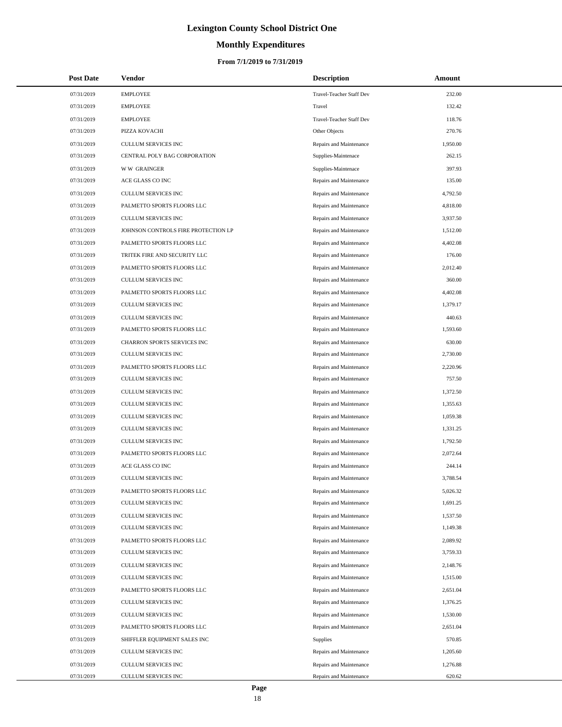# Lexington County School District One

## Monthly Expenditures

### From 7/1/2019 to 7/31/2019

| Post Date | Vendor | Description | Amount |
| --- | --- | --- | --- |
| 07/31/2019 | EMPLOYEE | Travel-Teacher Staff Dev | 232.00 |
| 07/31/2019 | EMPLOYEE | Travel | 132.42 |
| 07/31/2019 | EMPLOYEE | Travel-Teacher Staff Dev | 118.76 |
| 07/31/2019 | PIZZA KOVACHI | Other Objects | 270.76 |
| 07/31/2019 | CULLUM SERVICES INC | Repairs and Maintenance | 1,950.00 |
| 07/31/2019 | CENTRAL POLY BAG CORPORATION | Supplies-Maintenace | 262.15 |
| 07/31/2019 | W W GRAINGER | Supplies-Maintenace | 397.93 |
| 07/31/2019 | ACE GLASS CO INC | Repairs and Maintenance | 135.00 |
| 07/31/2019 | CULLUM SERVICES INC | Repairs and Maintenance | 4,792.50 |
| 07/31/2019 | PALMETTO SPORTS FLOORS LLC | Repairs and Maintenance | 4,818.00 |
| 07/31/2019 | CULLUM SERVICES INC | Repairs and Maintenance | 3,937.50 |
| 07/31/2019 | JOHNSON CONTROLS FIRE PROTECTION LP | Repairs and Maintenance | 1,512.00 |
| 07/31/2019 | PALMETTO SPORTS FLOORS LLC | Repairs and Maintenance | 4,402.08 |
| 07/31/2019 | TRITEK FIRE AND SECURITY LLC | Repairs and Maintenance | 176.00 |
| 07/31/2019 | PALMETTO SPORTS FLOORS LLC | Repairs and Maintenance | 2,012.40 |
| 07/31/2019 | CULLUM SERVICES INC | Repairs and Maintenance | 360.00 |
| 07/31/2019 | PALMETTO SPORTS FLOORS LLC | Repairs and Maintenance | 4,402.08 |
| 07/31/2019 | CULLUM SERVICES INC | Repairs and Maintenance | 1,379.17 |
| 07/31/2019 | CULLUM SERVICES INC | Repairs and Maintenance | 440.63 |
| 07/31/2019 | PALMETTO SPORTS FLOORS LLC | Repairs and Maintenance | 1,593.60 |
| 07/31/2019 | CHARRON SPORTS SERVICES INC | Repairs and Maintenance | 630.00 |
| 07/31/2019 | CULLUM SERVICES INC | Repairs and Maintenance | 2,730.00 |
| 07/31/2019 | PALMETTO SPORTS FLOORS LLC | Repairs and Maintenance | 2,220.96 |
| 07/31/2019 | CULLUM SERVICES INC | Repairs and Maintenance | 757.50 |
| 07/31/2019 | CULLUM SERVICES INC | Repairs and Maintenance | 1,372.50 |
| 07/31/2019 | CULLUM SERVICES INC | Repairs and Maintenance | 1,355.63 |
| 07/31/2019 | CULLUM SERVICES INC | Repairs and Maintenance | 1,059.38 |
| 07/31/2019 | CULLUM SERVICES INC | Repairs and Maintenance | 1,331.25 |
| 07/31/2019 | CULLUM SERVICES INC | Repairs and Maintenance | 1,792.50 |
| 07/31/2019 | PALMETTO SPORTS FLOORS LLC | Repairs and Maintenance | 2,072.64 |
| 07/31/2019 | ACE GLASS CO INC | Repairs and Maintenance | 244.14 |
| 07/31/2019 | CULLUM SERVICES INC | Repairs and Maintenance | 3,788.54 |
| 07/31/2019 | PALMETTO SPORTS FLOORS LLC | Repairs and Maintenance | 5,026.32 |
| 07/31/2019 | CULLUM SERVICES INC | Repairs and Maintenance | 1,691.25 |
| 07/31/2019 | CULLUM SERVICES INC | Repairs and Maintenance | 1,537.50 |
| 07/31/2019 | CULLUM SERVICES INC | Repairs and Maintenance | 1,149.38 |
| 07/31/2019 | PALMETTO SPORTS FLOORS LLC | Repairs and Maintenance | 2,089.92 |
| 07/31/2019 | CULLUM SERVICES INC | Repairs and Maintenance | 3,759.33 |
| 07/31/2019 | CULLUM SERVICES INC | Repairs and Maintenance | 2,148.76 |
| 07/31/2019 | CULLUM SERVICES INC | Repairs and Maintenance | 1,515.00 |
| 07/31/2019 | PALMETTO SPORTS FLOORS LLC | Repairs and Maintenance | 2,651.04 |
| 07/31/2019 | CULLUM SERVICES INC | Repairs and Maintenance | 1,376.25 |
| 07/31/2019 | CULLUM SERVICES INC | Repairs and Maintenance | 1,530.00 |
| 07/31/2019 | PALMETTO SPORTS FLOORS LLC | Repairs and Maintenance | 2,651.04 |
| 07/31/2019 | SHIFFLER EQUIPMENT SALES INC | Supplies | 570.85 |
| 07/31/2019 | CULLUM SERVICES INC | Repairs and Maintenance | 1,205.60 |
| 07/31/2019 | CULLUM SERVICES INC | Repairs and Maintenance | 1,276.88 |
| 07/31/2019 | CULLUM SERVICES INC | Repairs and Maintenance | 620.62 |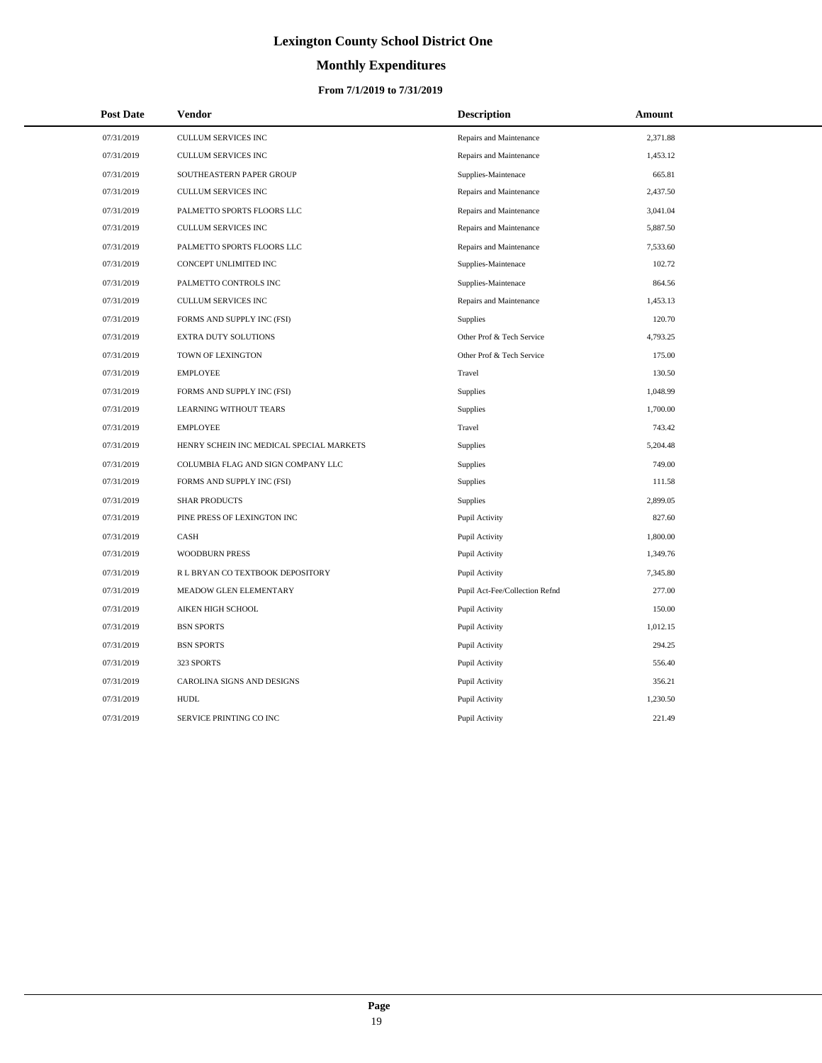# Lexington County School District One

## Monthly Expenditures

### From 7/1/2019 to 7/31/2019

| Post Date | Vendor | Description | Amount |
|---|---|---|---|
| 07/31/2019 | CULLUM SERVICES INC | Repairs and Maintenance | 2,371.88 |
| 07/31/2019 | CULLUM SERVICES INC | Repairs and Maintenance | 1,453.12 |
| 07/31/2019 | SOUTHEASTERN PAPER GROUP | Supplies-Maintenace | 665.81 |
| 07/31/2019 | CULLUM SERVICES INC | Repairs and Maintenance | 2,437.50 |
| 07/31/2019 | PALMETTO SPORTS FLOORS LLC | Repairs and Maintenance | 3,041.04 |
| 07/31/2019 | CULLUM SERVICES INC | Repairs and Maintenance | 5,887.50 |
| 07/31/2019 | PALMETTO SPORTS FLOORS LLC | Repairs and Maintenance | 7,533.60 |
| 07/31/2019 | CONCEPT UNLIMITED INC | Supplies-Maintenace | 102.72 |
| 07/31/2019 | PALMETTO CONTROLS INC | Supplies-Maintenace | 864.56 |
| 07/31/2019 | CULLUM SERVICES INC | Repairs and Maintenance | 1,453.13 |
| 07/31/2019 | FORMS AND SUPPLY INC (FSI) | Supplies | 120.70 |
| 07/31/2019 | EXTRA DUTY SOLUTIONS | Other Prof & Tech Service | 4,793.25 |
| 07/31/2019 | TOWN OF LEXINGTON | Other Prof & Tech Service | 175.00 |
| 07/31/2019 | EMPLOYEE | Travel | 130.50 |
| 07/31/2019 | FORMS AND SUPPLY INC (FSI) | Supplies | 1,048.99 |
| 07/31/2019 | LEARNING WITHOUT TEARS | Supplies | 1,700.00 |
| 07/31/2019 | EMPLOYEE | Travel | 743.42 |
| 07/31/2019 | HENRY SCHEIN INC MEDICAL SPECIAL MARKETS | Supplies | 5,204.48 |
| 07/31/2019 | COLUMBIA FLAG AND SIGN COMPANY LLC | Supplies | 749.00 |
| 07/31/2019 | FORMS AND SUPPLY INC (FSI) | Supplies | 111.58 |
| 07/31/2019 | SHAR PRODUCTS | Supplies | 2,899.05 |
| 07/31/2019 | PINE PRESS OF LEXINGTON INC | Pupil Activity | 827.60 |
| 07/31/2019 | CASH | Pupil Activity | 1,800.00 |
| 07/31/2019 | WOODBURN PRESS | Pupil Activity | 1,349.76 |
| 07/31/2019 | R L BRYAN CO TEXTBOOK DEPOSITORY | Pupil Activity | 7,345.80 |
| 07/31/2019 | MEADOW GLEN ELEMENTARY | Pupil Act-Fee/Collection Refnd | 277.00 |
| 07/31/2019 | AIKEN HIGH SCHOOL | Pupil Activity | 150.00 |
| 07/31/2019 | BSN SPORTS | Pupil Activity | 1,012.15 |
| 07/31/2019 | BSN SPORTS | Pupil Activity | 294.25 |
| 07/31/2019 | 323 SPORTS | Pupil Activity | 556.40 |
| 07/31/2019 | CAROLINA SIGNS AND DESIGNS | Pupil Activity | 356.21 |
| 07/31/2019 | HUDL | Pupil Activity | 1,230.50 |
| 07/31/2019 | SERVICE PRINTING CO INC | Pupil Activity | 221.49 |